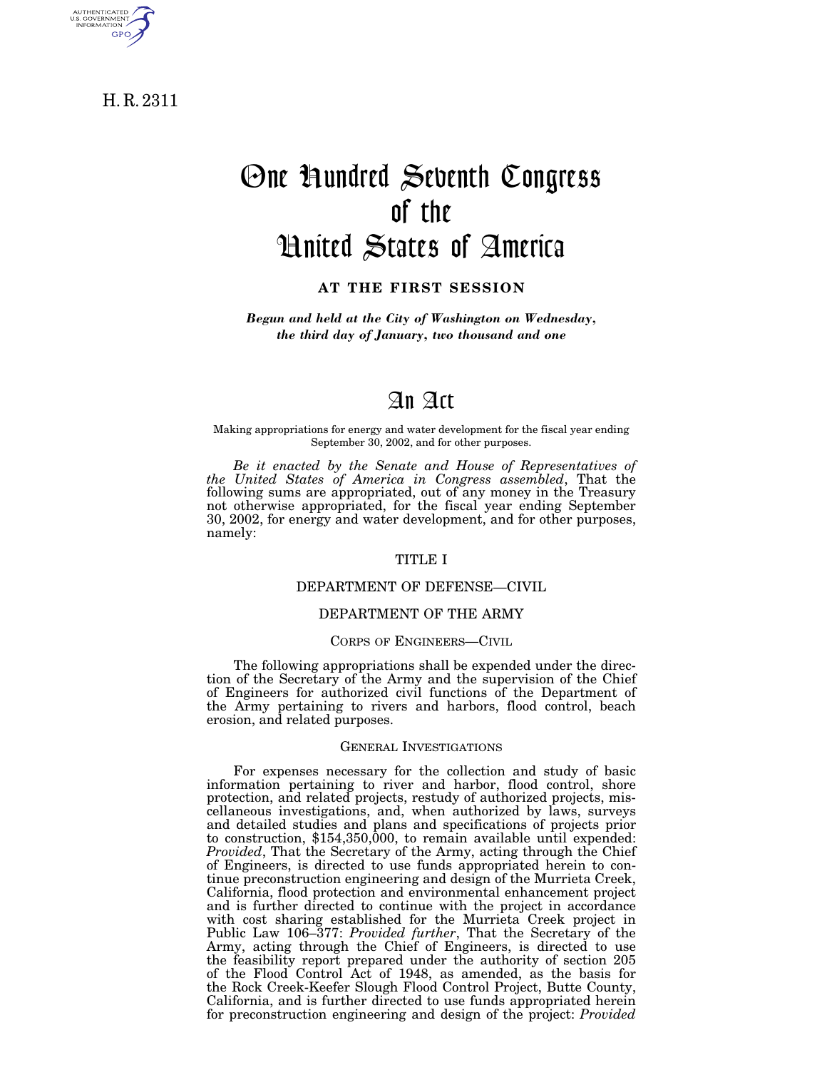H. R. 2311

# One Hundred Seventh Congress of the United States of America

**AT THE FIRST SESSION**

*Begun and held at the City of Washington on Wednesday, the third day of January, two thousand and one*

# An Act

Making appropriations for energy and water development for the fiscal year ending September 30, 2002, and for other purposes.

*Be it enacted by the Senate and House of Representatives of the United States of America in Congress assembled*, That the following sums are appropriated, out of any money in the Treasury not otherwise appropriated, for the fiscal year ending September 30, 2002, for energy and water development, and for other purposes, namely:

## TITLE I

## DEPARTMENT OF DEFENSE—CIVIL

## DEPARTMENT OF THE ARMY

### CORPS OF ENGINEERS—CIVIL

The following appropriations shall be expended under the direction of the Secretary of the Army and the supervision of the Chief of Engineers for authorized civil functions of the Department of the Army pertaining to rivers and harbors, flood control, beach erosion, and related purposes.

### GENERAL INVESTIGATIONS

For expenses necessary for the collection and study of basic information pertaining to river and harbor, flood control, shore protection, and related projects, restudy of authorized projects, miscellaneous investigations, and, when authorized by laws, surveys and detailed studies and plans and specifications of projects prior to construction, $154,350,000, to remain available until expended: *Provided*, That the Secretary of the Army, acting through the Chief of Engineers, is directed to use funds appropriated herein to continue preconstruction engineering and design of the Murrieta Creek, California, flood protection and environmental enhancement project and is further directed to continue with the project in accordance with cost sharing established for the Murrieta Creek project in Public Law 106–377: *Provided further*, That the Secretary of the Army, acting through the Chief of Engineers, is directed to use the feasibility report prepared under the authority of section 205 of the Flood Control Act of 1948, as amended, as the basis for the Rock Creek-Keefer Slough Flood Control Project, Butte County, California, and is further directed to use funds appropriated herein for preconstruction engineering and design of the project: *Provided*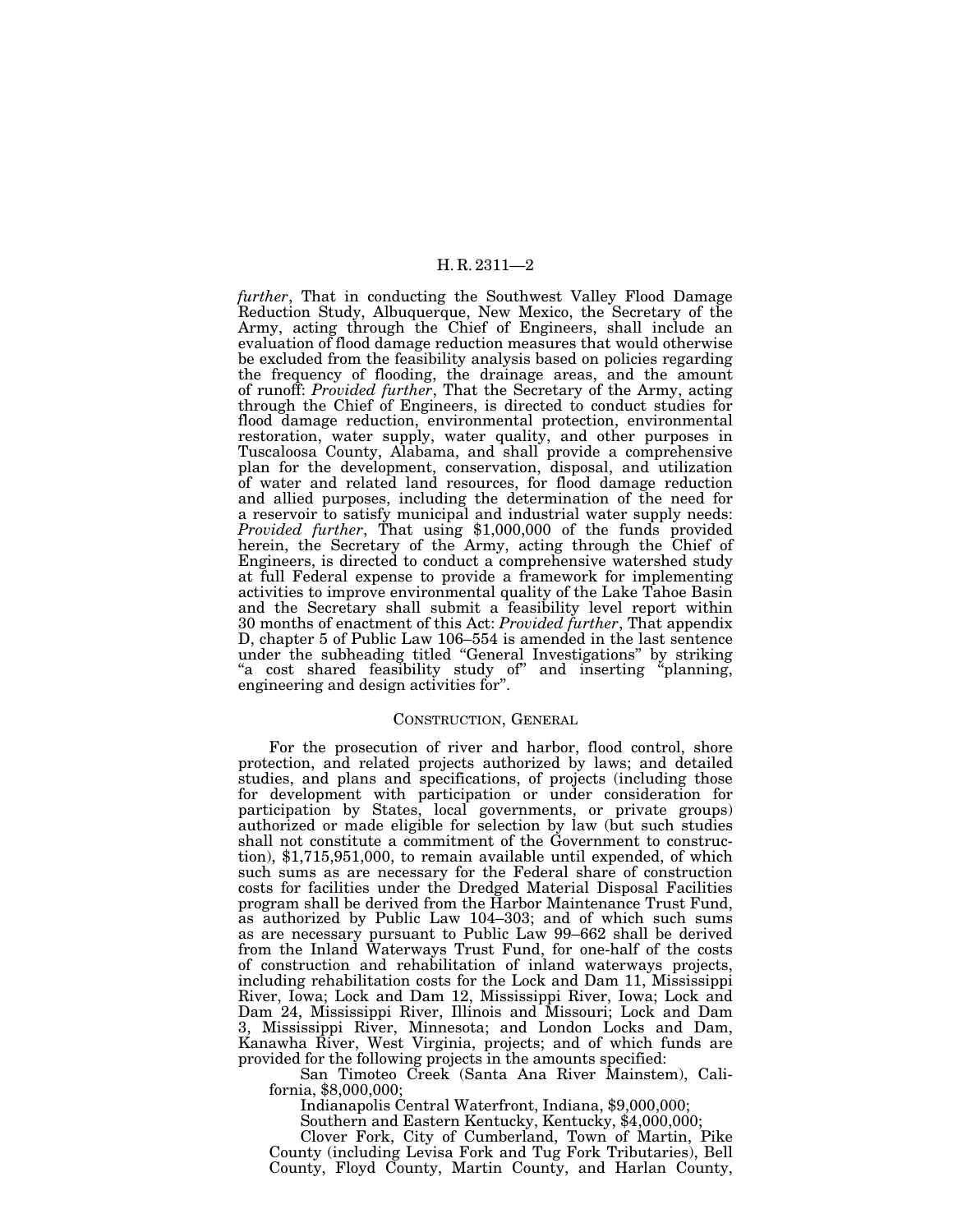*further*, That in conducting the Southwest Valley Flood Damage Reduction Study, Albuquerque, New Mexico, the Secretary of the Army, acting through the Chief of Engineers, shall include an evaluation of flood damage reduction measures that would otherwise be excluded from the feasibility analysis based on policies regarding the frequency of flooding, the drainage areas, and the amount of runoff: *Provided further*, That the Secretary of the Army, acting through the Chief of Engineers, is directed to conduct studies for flood damage reduction, environmental protection, environmental restoration, water supply, water quality, and other purposes in Tuscaloosa County, Alabama, and shall provide a comprehensive plan for the development, conservation, disposal, and utilization of water and related land resources, for flood damage reduction and allied purposes, including the determination of the need for a reservoir to satisfy municipal and industrial water supply needs: *Provided further*, That using $1,000,000 of the funds provided herein, the Secretary of the Army, acting through the Chief of Engineers, is directed to conduct a comprehensive watershed study at full Federal expense to provide a framework for implementing activities to improve environmental quality of the Lake Tahoe Basin and the Secretary shall submit a feasibility level report within 30 months of enactment of this Act: *Provided further*, That appendix D, chapter 5 of Public Law 106–554 is amended in the last sentence under the subheading titled "General Investigations" by striking "a cost shared feasibility study of" and inserting "planning, engineering and design activities for".

## CONSTRUCTION, GENERAL

For the prosecution of river and harbor, flood control, shore protection, and related projects authorized by laws; and detailed studies, and plans and specifications, of projects (including those for development with participation or under consideration for participation by States, local governments, or private groups) authorized or made eligible for selection by law (but such studies shall not constitute a commitment of the Government to construction), $1,715,951,000, to remain available until expended, of which such sums as are necessary for the Federal share of construction costs for facilities under the Dredged Material Disposal Facilities program shall be derived from the Harbor Maintenance Trust Fund, as authorized by Public Law 104–303; and of which such sums as are necessary pursuant to Public Law 99–662 shall be derived from the Inland Waterways Trust Fund, for one-half of the costs of construction and rehabilitation of inland waterways projects, including rehabilitation costs for the Lock and Dam 11, Mississippi River, Iowa; Lock and Dam 12, Mississippi River, Iowa; Lock and Dam 24, Mississippi River, Illinois and Missouri; Lock and Dam 3, Mississippi River, Minnesota; and London Locks and Dam, Kanawha River, West Virginia, projects; and of which funds are provided for the following projects in the amounts specified:

San Timoteo Creek (Santa Ana River Mainstem), California, $8,000,000;

Indianapolis Central Waterfront, Indiana, $9,000,000;

Southern and Eastern Kentucky, Kentucky, $4,000,000;

Clover Fork, City of Cumberland, Town of Martin, Pike County (including Levisa Fork and Tug Fork Tributaries), Bell County, Floyd County, Martin County, and Harlan County,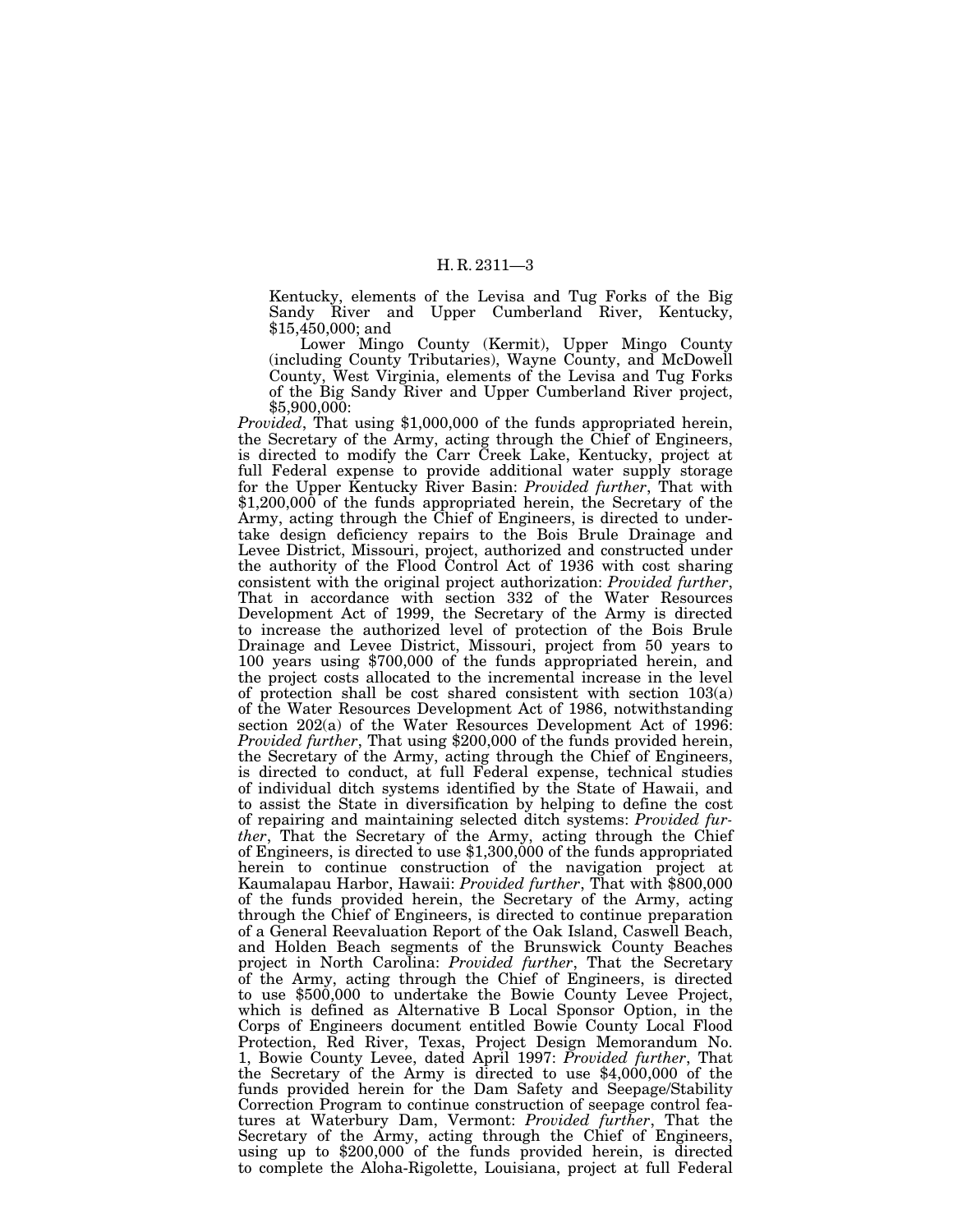Kentucky, elements of the Levisa and Tug Forks of the Big Sandy River and Upper Cumberland River, Kentucky, $15,450,000; and

Lower Mingo County (Kermit), Upper Mingo County (including County Tributaries), Wayne County, and McDowell County, West Virginia, elements of the Levisa and Tug Forks of the Big Sandy River and Upper Cumberland River project, $5,900,000:

*Provided*, That using $1,000,000 of the funds appropriated herein, the Secretary of the Army, acting through the Chief of Engineers, is directed to modify the Carr Creek Lake, Kentucky, project at full Federal expense to provide additional water supply storage for the Upper Kentucky River Basin: *Provided further*, That with $1,200,000 of the funds appropriated herein, the Secretary of the Army, acting through the Chief of Engineers, is directed to undertake design deficiency repairs to the Bois Brule Drainage and Levee District, Missouri, project, authorized and constructed under the authority of the Flood Control Act of 1936 with cost sharing consistent with the original project authorization: *Provided further*, That in accordance with section 332 of the Water Resources Development Act of 1999, the Secretary of the Army is directed to increase the authorized level of protection of the Bois Brule Drainage and Levee District, Missouri, project from 50 years to 100 years using $700,000 of the funds appropriated herein, and the project costs allocated to the incremental increase in the level of protection shall be cost shared consistent with section 103(a) of the Water Resources Development Act of 1986, notwithstanding section 202(a) of the Water Resources Development Act of 1996: *Provided further*, That using $200,000 of the funds provided herein, the Secretary of the Army, acting through the Chief of Engineers, is directed to conduct, at full Federal expense, technical studies of individual ditch systems identified by the State of Hawaii, and to assist the State in diversification by helping to define the cost of repairing and maintaining selected ditch systems: *Provided further*, That the Secretary of the Army, acting through the Chief of Engineers, is directed to use $1,300,000 of the funds appropriated herein to continue construction of the navigation project at Kaumalapau Harbor, Hawaii: *Provided further*, That with $800,000 of the funds provided herein, the Secretary of the Army, acting through the Chief of Engineers, is directed to continue preparation of a General Reevaluation Report of the Oak Island, Caswell Beach, and Holden Beach segments of the Brunswick County Beaches project in North Carolina: *Provided further*, That the Secretary of the Army, acting through the Chief of Engineers, is directed to use $500,000 to undertake the Bowie County Levee Project, which is defined as Alternative B Local Sponsor Option, in the Corps of Engineers document entitled Bowie County Local Flood Protection, Red River, Texas, Project Design Memorandum No. 1, Bowie County Levee, dated April 1997: *Provided further*, That the Secretary of the Army is directed to use $4,000,000 of the funds provided herein for the Dam Safety and Seepage/Stability Correction Program to continue construction of seepage control features at Waterbury Dam, Vermont: *Provided further*, That the Secretary of the Army, acting through the Chief of Engineers, using up to $200,000 of the funds provided herein, is directed to complete the Aloha-Rigolette, Louisiana, project at full Federal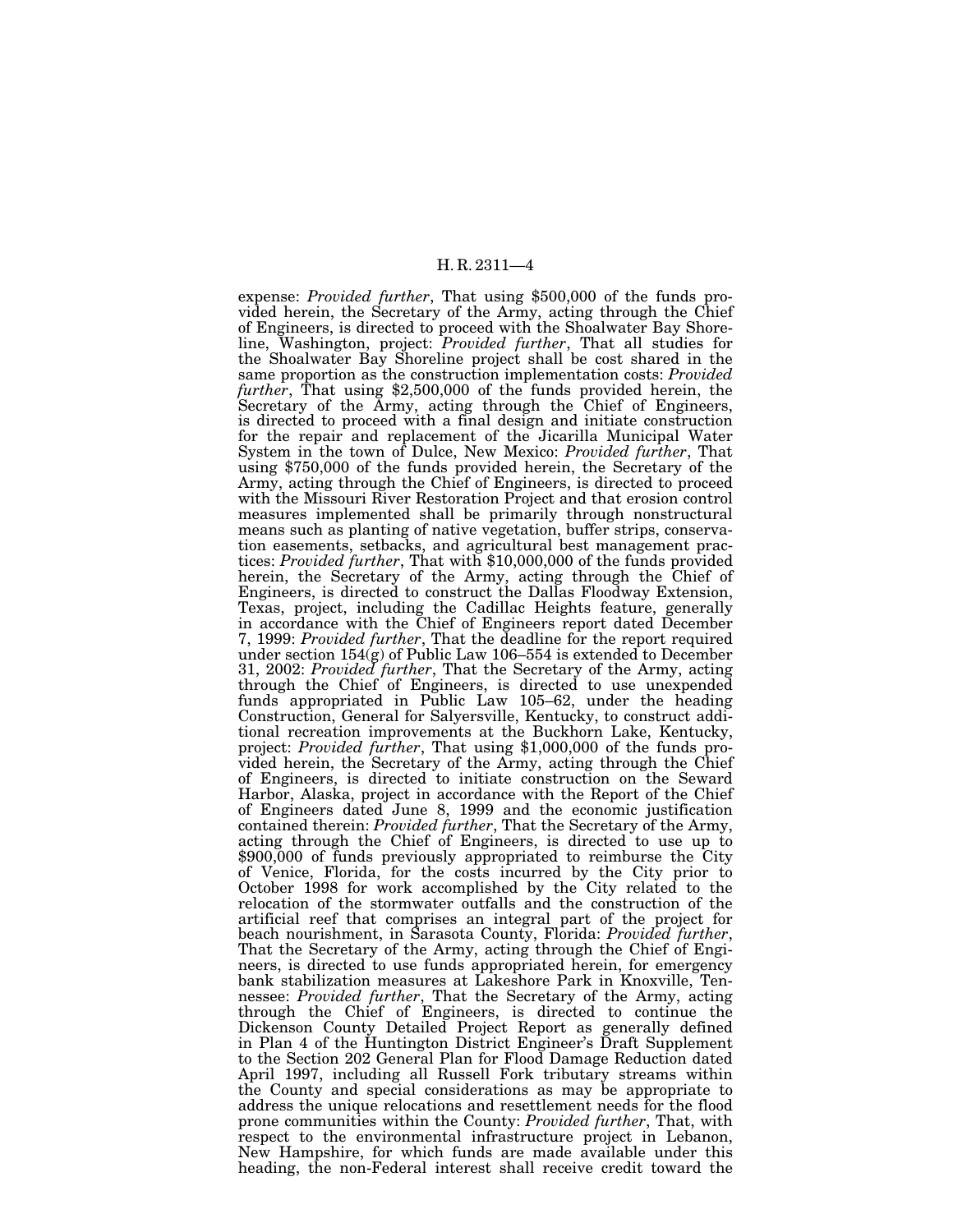expense: *Provided further*, That using $500,000 of the funds provided herein, the Secretary of the Army, acting through the Chief of Engineers, is directed to proceed with the Shoalwater Bay Shoreline, Washington, project: *Provided further*, That all studies for the Shoalwater Bay Shoreline project shall be cost shared in the same proportion as the construction implementation costs: *Provided further*, That using $2,500,000 of the funds provided herein, the Secretary of the Army, acting through the Chief of Engineers, is directed to proceed with a final design and initiate construction for the repair and replacement of the Jicarilla Municipal Water System in the town of Dulce, New Mexico: *Provided further*, That using $750,000 of the funds provided herein, the Secretary of the Army, acting through the Chief of Engineers, is directed to proceed with the Missouri River Restoration Project and that erosion control measures implemented shall be primarily through nonstructural means such as planting of native vegetation, buffer strips, conservation easements, setbacks, and agricultural best management practices: *Provided further*, That with $10,000,000 of the funds provided herein, the Secretary of the Army, acting through the Chief of Engineers, is directed to construct the Dallas Floodway Extension, Texas, project, including the Cadillac Heights feature, generally in accordance with the Chief of Engineers report dated December 7, 1999: *Provided further*, That the deadline for the report required under section 154(g) of Public Law 106–554 is extended to December 31, 2002: *Provided further*, That the Secretary of the Army, acting through the Chief of Engineers, is directed to use unexpended funds appropriated in Public Law 105–62, under the heading Construction, General for Salyersville, Kentucky, to construct additional recreation improvements at the Buckhorn Lake, Kentucky, project: *Provided further*, That using $1,000,000 of the funds provided herein, the Secretary of the Army, acting through the Chief of Engineers, is directed to initiate construction on the Seward Harbor, Alaska, project in accordance with the Report of the Chief of Engineers dated June 8, 1999 and the economic justification contained therein: *Provided further*, That the Secretary of the Army, acting through the Chief of Engineers, is directed to use up to $900,000 of funds previously appropriated to reimburse the City of Venice, Florida, for the costs incurred by the City prior to October 1998 for work accomplished by the City related to the relocation of the stormwater outfalls and the construction of the artificial reef that comprises an integral part of the project for beach nourishment, in Sarasota County, Florida: *Provided further*, That the Secretary of the Army, acting through the Chief of Engineers, is directed to use funds appropriated herein, for emergency bank stabilization measures at Lakeshore Park in Knoxville, Tennessee: *Provided further*, That the Secretary of the Army, acting through the Chief of Engineers, is directed to continue the Dickenson County Detailed Project Report as generally defined in Plan 4 of the Huntington District Engineer's Draft Supplement to the Section 202 General Plan for Flood Damage Reduction dated April 1997, including all Russell Fork tributary streams within the County and special considerations as may be appropriate to address the unique relocations and resettlement needs for the flood prone communities within the County: *Provided further*, That, with respect to the environmental infrastructure project in Lebanon, New Hampshire, for which funds are made available under this heading, the non-Federal interest shall receive credit toward the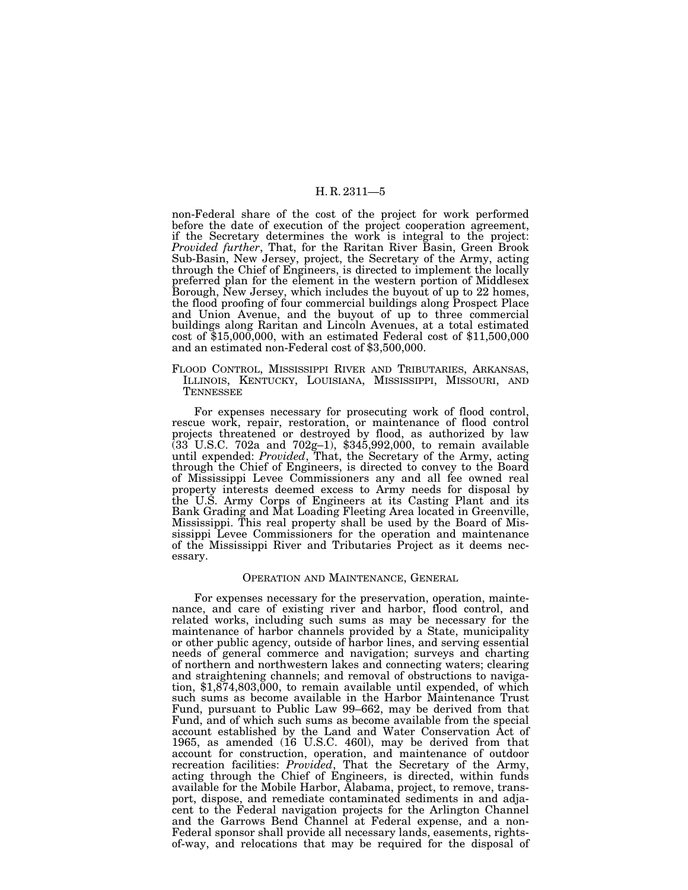non-Federal share of the cost of the project for work performed before the date of execution of the project cooperation agreement, if the Secretary determines the work is integral to the project: *Provided further*, That, for the Raritan River Basin, Green Brook Sub-Basin, New Jersey, project, the Secretary of the Army, acting through the Chief of Engineers, is directed to implement the locally preferred plan for the element in the western portion of Middlesex Borough, New Jersey, which includes the buyout of up to 22 homes, the flood proofing of four commercial buildings along Prospect Place and Union Avenue, and the buyout of up to three commercial buildings along Raritan and Lincoln Avenues, at a total estimated cost of $15,000,000, with an estimated Federal cost of $11,500,000 and an estimated non-Federal cost of $3,500,000.

## FLOOD CONTROL, MISSISSIPPI RIVER AND TRIBUTARIES, ARKANSAS, ILLINOIS, KENTUCKY, LOUISIANA, MISSISSIPPI, MISSOURI, AND TENNESSEE

For expenses necessary for prosecuting work of flood control, rescue work, repair, restoration, or maintenance of flood control projects threatened or destroyed by flood, as authorized by law (33 U.S.C. 702a and 702g–1), $345,992,000, to remain available until expended: *Provided*, That, the Secretary of the Army, acting through the Chief of Engineers, is directed to convey to the Board of Mississippi Levee Commissioners any and all fee owned real property interests deemed excess to Army needs for disposal by the U.S. Army Corps of Engineers at its Casting Plant and its Bank Grading and Mat Loading Fleeting Area located in Greenville, Mississippi. This real property shall be used by the Board of Mississippi Levee Commissioners for the operation and maintenance of the Mississippi River and Tributaries Project as it deems necessary.

## OPERATION AND MAINTENANCE, GENERAL

For expenses necessary for the preservation, operation, maintenance, and care of existing river and harbor, flood control, and related works, including such sums as may be necessary for the maintenance of harbor channels provided by a State, municipality or other public agency, outside of harbor lines, and serving essential needs of general commerce and navigation; surveys and charting of northern and northwestern lakes and connecting waters; clearing and straightening channels; and removal of obstructions to navigation, $1,874,803,000, to remain available until expended, of which such sums as become available in the Harbor Maintenance Trust Fund, pursuant to Public Law 99–662, may be derived from that Fund, and of which such sums as become available from the special account established by the Land and Water Conservation Act of 1965, as amended (16 U.S.C. 460l), may be derived from that account for construction, operation, and maintenance of outdoor recreation facilities: *Provided*, That the Secretary of the Army, acting through the Chief of Engineers, is directed, within funds available for the Mobile Harbor, Alabama, project, to remove, transport, dispose, and remediate contaminated sediments in and adjacent to the Federal navigation projects for the Arlington Channel and the Garrows Bend Channel at Federal expense, and a non-Federal sponsor shall provide all necessary lands, easements, rights-of-way, and relocations that may be required for the disposal of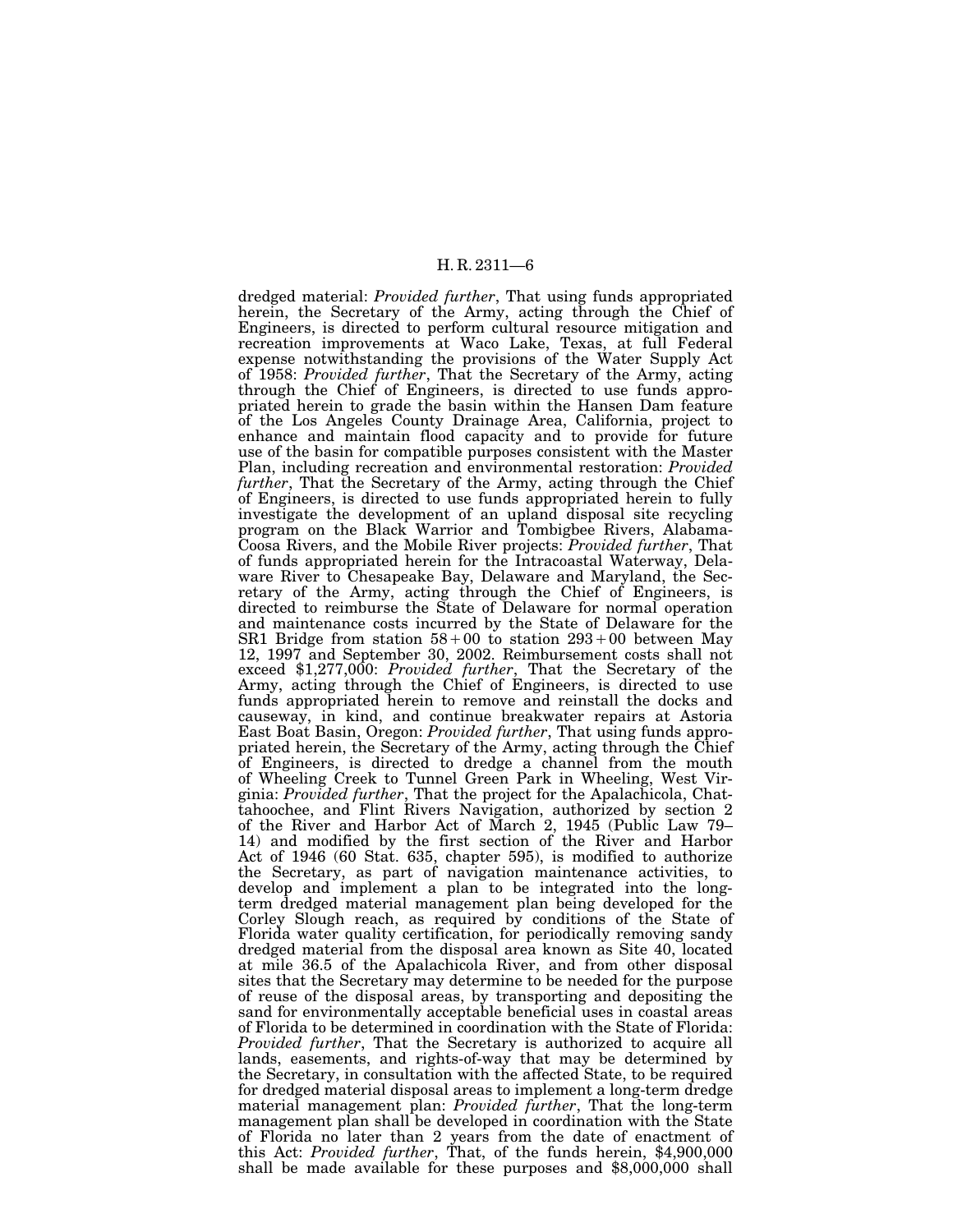dredged material: *Provided further*, That using funds appropriated herein, the Secretary of the Army, acting through the Chief of Engineers, is directed to perform cultural resource mitigation and recreation improvements at Waco Lake, Texas, at full Federal expense notwithstanding the provisions of the Water Supply Act of 1958: *Provided further*, That the Secretary of the Army, acting through the Chief of Engineers, is directed to use funds appropriated herein to grade the basin within the Hansen Dam feature of the Los Angeles County Drainage Area, California, project to enhance and maintain flood capacity and to provide for future use of the basin for compatible purposes consistent with the Master Plan, including recreation and environmental restoration: *Provided further*, That the Secretary of the Army, acting through the Chief of Engineers, is directed to use funds appropriated herein to fully investigate the development of an upland disposal site recycling program on the Black Warrior and Tombigbee Rivers, Alabama-Coosa Rivers, and the Mobile River projects: *Provided further*, That of funds appropriated herein for the Intracoastal Waterway, Delaware River to Chesapeake Bay, Delaware and Maryland, the Secretary of the Army, acting through the Chief of Engineers, is directed to reimburse the State of Delaware for normal operation and maintenance costs incurred by the State of Delaware for the SR1 Bridge from station 58+00 to station 293+00 between May 12, 1997 and September 30, 2002. Reimbursement costs shall not exceed $1,277,000: *Provided further*, That the Secretary of the Army, acting through the Chief of Engineers, is directed to use funds appropriated herein to remove and reinstall the docks and causeway, in kind, and continue breakwater repairs at Astoria East Boat Basin, Oregon: *Provided further*, That using funds appropriated herein, the Secretary of the Army, acting through the Chief of Engineers, is directed to dredge a channel from the mouth of Wheeling Creek to Tunnel Green Park in Wheeling, West Virginia: *Provided further*, That the project for the Apalachicola, Chattahoochee, and Flint Rivers Navigation, authorized by section 2 of the River and Harbor Act of March 2, 1945 (Public Law 79–14) and modified by the first section of the River and Harbor Act of 1946 (60 Stat. 635, chapter 595), is modified to authorize the Secretary, as part of navigation maintenance activities, to develop and implement a plan to be integrated into the long-term dredged material management plan being developed for the Corley Slough reach, as required by conditions of the State of Florida water quality certification, for periodically removing sandy dredged material from the disposal area known as Site 40, located at mile 36.5 of the Apalachicola River, and from other disposal sites that the Secretary may determine to be needed for the purpose of reuse of the disposal areas, by transporting and depositing the sand for environmentally acceptable beneficial uses in coastal areas of Florida to be determined in coordination with the State of Florida: *Provided further*, That the Secretary is authorized to acquire all lands, easements, and rights-of-way that may be determined by the Secretary, in consultation with the affected State, to be required for dredged material disposal areas to implement a long-term dredge material management plan: *Provided further*, That the long-term management plan shall be developed in coordination with the State of Florida no later than 2 years from the date of enactment of this Act: *Provided further*, That, of the funds herein, $4,900,000 shall be made available for these purposes and $8,000,000 shall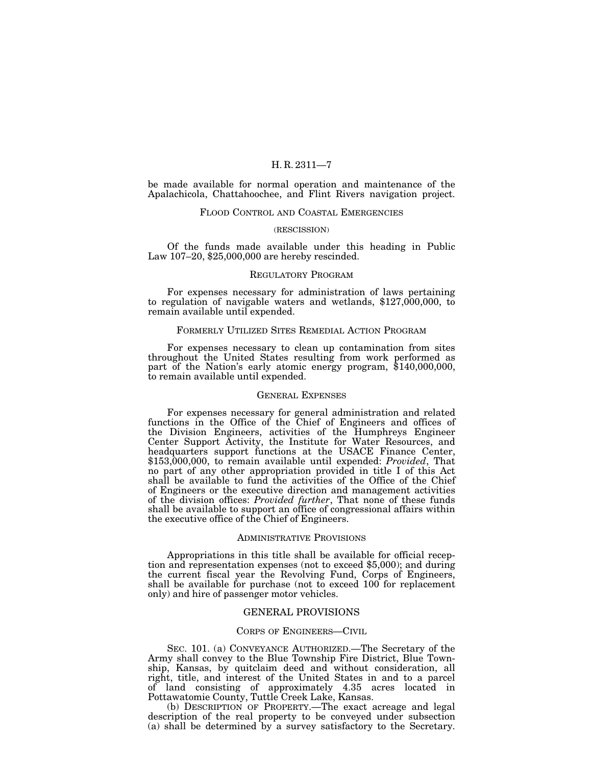be made available for normal operation and maintenance of the Apalachicola, Chattahoochee, and Flint Rivers navigation project.

### FLOOD CONTROL AND COASTAL EMERGENCIES

(RESCISSION)

Of the funds made available under this heading in Public Law 107–20, $25,000,000 are hereby rescinded.

### REGULATORY PROGRAM

For expenses necessary for administration of laws pertaining to regulation of navigable waters and wetlands, $127,000,000, to remain available until expended.

### FORMERLY UTILIZED SITES REMEDIAL ACTION PROGRAM

For expenses necessary to clean up contamination from sites throughout the United States resulting from work performed as part of the Nation's early atomic energy program, $140,000,000, to remain available until expended.

### GENERAL EXPENSES

For expenses necessary for general administration and related functions in the Office of the Chief of Engineers and offices of the Division Engineers, activities of the Humphreys Engineer Center Support Activity, the Institute for Water Resources, and headquarters support functions at the USACE Finance Center, $153,000,000, to remain available until expended: *Provided*, That no part of any other appropriation provided in title I of this Act shall be available to fund the activities of the Office of the Chief of Engineers or the executive direction and management activities of the division offices: *Provided further*, That none of these funds shall be available to support an office of congressional affairs within the executive office of the Chief of Engineers.

### ADMINISTRATIVE PROVISIONS

Appropriations in this title shall be available for official reception and representation expenses (not to exceed $5,000); and during the current fiscal year the Revolving Fund, Corps of Engineers, shall be available for purchase (not to exceed 100 for replacement only) and hire of passenger motor vehicles.

## GENERAL PROVISIONS

### CORPS OF ENGINEERS—CIVIL

SEC. 101. (a) CONVEYANCE AUTHORIZED.—The Secretary of the Army shall convey to the Blue Township Fire District, Blue Township, Kansas, by quitclaim deed and without consideration, all right, title, and interest of the United States in and to a parcel of land consisting of approximately 4.35 acres located in Pottawatomie County, Tuttle Creek Lake, Kansas.

(b) DESCRIPTION OF PROPERTY.—The exact acreage and legal description of the real property to be conveyed under subsection (a) shall be determined by a survey satisfactory to the Secretary.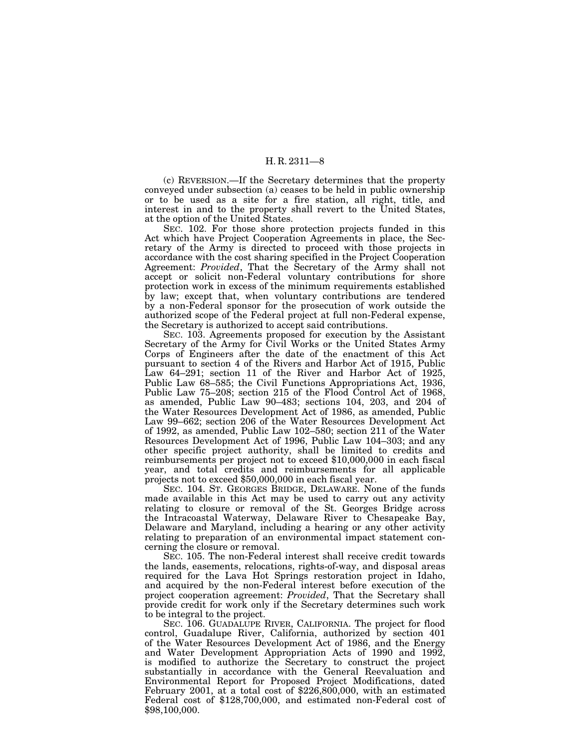(c) REVERSION.—If the Secretary determines that the property conveyed under subsection (a) ceases to be held in public ownership or to be used as a site for a fire station, all right, title, and interest in and to the property shall revert to the United States, at the option of the United States.

SEC. 102. For those shore protection projects funded in this Act which have Project Cooperation Agreements in place, the Secretary of the Army is directed to proceed with those projects in accordance with the cost sharing specified in the Project Cooperation Agreement: *Provided*, That the Secretary of the Army shall not accept or solicit non-Federal voluntary contributions for shore protection work in excess of the minimum requirements established by law; except that, when voluntary contributions are tendered by a non-Federal sponsor for the prosecution of work outside the authorized scope of the Federal project at full non-Federal expense, the Secretary is authorized to accept said contributions.

SEC. 103. Agreements proposed for execution by the Assistant Secretary of the Army for Civil Works or the United States Army Corps of Engineers after the date of the enactment of this Act pursuant to section 4 of the Rivers and Harbor Act of 1915, Public Law 64–291; section 11 of the River and Harbor Act of 1925, Public Law 68–585; the Civil Functions Appropriations Act, 1936, Public Law 75–208; section 215 of the Flood Control Act of 1968, as amended, Public Law 90–483; sections 104, 203, and 204 of the Water Resources Development Act of 1986, as amended, Public Law 99–662; section 206 of the Water Resources Development Act of 1992, as amended, Public Law 102–580; section 211 of the Water Resources Development Act of 1996, Public Law 104–303; and any other specific project authority, shall be limited to credits and reimbursements per project not to exceed $10,000,000 in each fiscal year, and total credits and reimbursements for all applicable projects not to exceed $50,000,000 in each fiscal year.

SEC. 104. ST. GEORGES BRIDGE, DELAWARE. None of the funds made available in this Act may be used to carry out any activity relating to closure or removal of the St. Georges Bridge across the Intracoastal Waterway, Delaware River to Chesapeake Bay, Delaware and Maryland, including a hearing or any other activity relating to preparation of an environmental impact statement concerning the closure or removal.

SEC. 105. The non-Federal interest shall receive credit towards the lands, easements, relocations, rights-of-way, and disposal areas required for the Lava Hot Springs restoration project in Idaho, and acquired by the non-Federal interest before execution of the project cooperation agreement: *Provided*, That the Secretary shall provide credit for work only if the Secretary determines such work to be integral to the project.

SEC. 106. GUADALUPE RIVER, CALIFORNIA. The project for flood control, Guadalupe River, California, authorized by section 401 of the Water Resources Development Act of 1986, and the Energy and Water Development Appropriation Acts of 1990 and 1992, is modified to authorize the Secretary to construct the project substantially in accordance with the General Reevaluation and Environmental Report for Proposed Project Modifications, dated February 2001, at a total cost of $226,800,000, with an estimated Federal cost of $128,700,000, and estimated non-Federal cost of $98,100,000.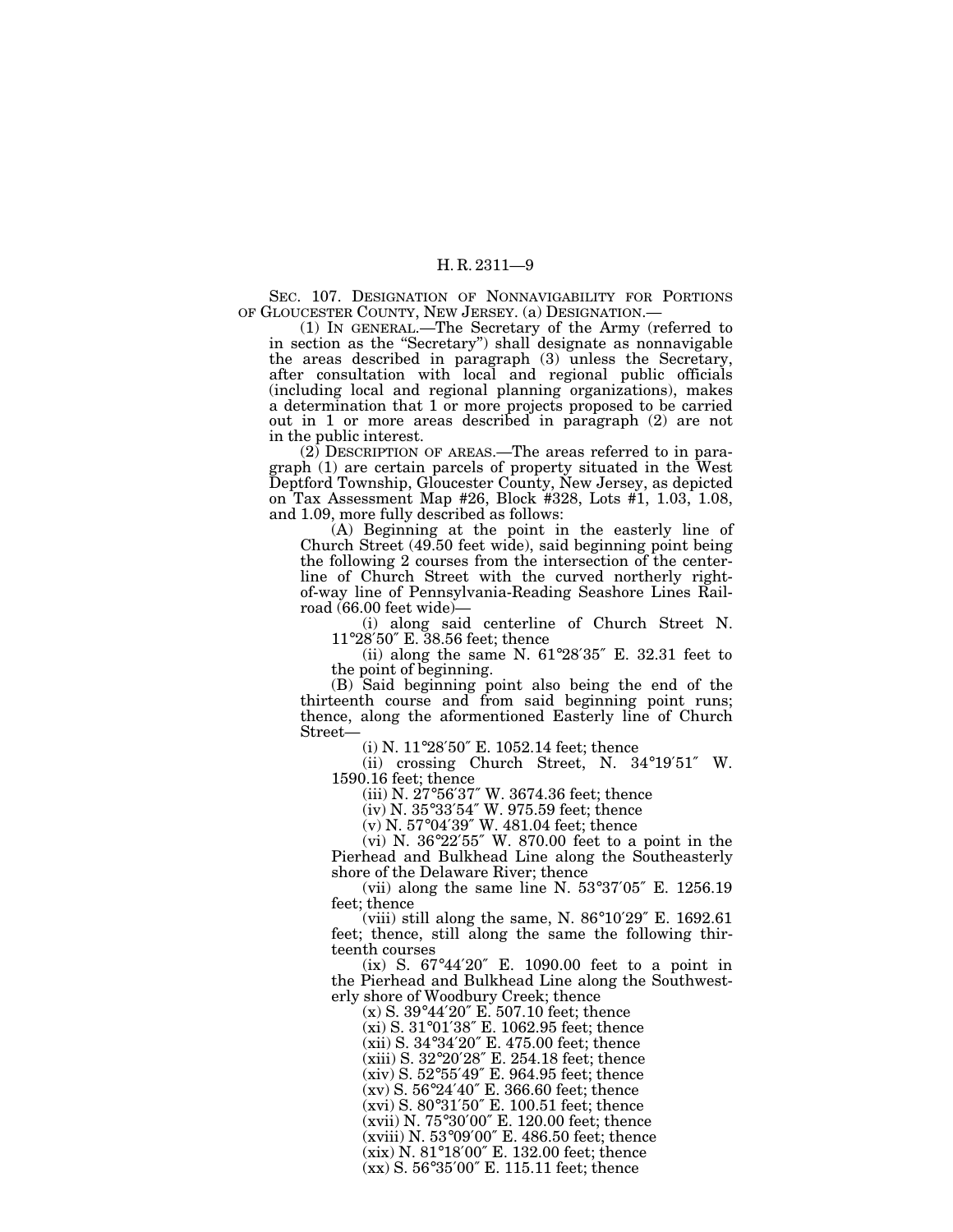SEC. 107. DESIGNATION OF NONNAVIGABILITY FOR PORTIONS OF GLOUCESTER COUNTY, NEW JERSEY. (a) DESIGNATION.—

(1) IN GENERAL.—The Secretary of the Army (referred to in section as the "Secretary") shall designate as nonnavigable the areas described in paragraph (3) unless the Secretary, after consultation with local and regional public officials (including local and regional planning organizations), makes a determination that 1 or more projects proposed to be carried out in 1 or more areas described in paragraph (2) are not in the public interest.

(2) DESCRIPTION OF AREAS.—The areas referred to in paragraph (1) are certain parcels of property situated in the West Deptford Township, Gloucester County, New Jersey, as depicted on Tax Assessment Map #26, Block #328, Lots #1, 1.03, 1.08, and 1.09, more fully described as follows:

(A) Beginning at the point in the easterly line of Church Street (49.50 feet wide), said beginning point being the following 2 courses from the intersection of the centerline of Church Street with the curved northerly right-of-way line of Pennsylvania-Reading Seashore Lines Railroad (66.00 feet wide)—

(i) along said centerline of Church Street N. 11°28′50″ E. 38.56 feet; thence

(ii) along the same N. 61°28′35″ E. 32.31 feet to the point of beginning.

(B) Said beginning point also being the end of the thirteenth course and from said beginning point runs; thence, along the aforementioned Easterly line of Church Street—

(i) N. 11°28′50″ E. 1052.14 feet; thence

(ii) crossing Church Street, N. 34°19′51″ W. 1590.16 feet; thence

(iii) N. 27°56′37″ W. 3674.36 feet; thence

(iv) N. 35°33′54″ W. 975.59 feet; thence

(v) N. 57°04′39″ W. 481.04 feet; thence

(vi) N. 36°22′55″ W. 870.00 feet to a point in the Pierhead and Bulkhead Line along the Southeasterly shore of the Delaware River; thence

(vii) along the same line N. 53°37′05″ E. 1256.19 feet; thence

(viii) still along the same, N. 86°10′29″ E. 1692.61 feet; thence, still along the same the following thirteenth courses

(ix) S. 67°44′20″ E. 1090.00 feet to a point in the Pierhead and Bulkhead Line along the Southwesterly shore of Woodbury Creek; thence

(x) S. 39°44′20″ E. 507.10 feet; thence

(xi) S. 31°01′38″ E. 1062.95 feet; thence

(xii) S. 34°34′20″ E. 475.00 feet; thence

(xiii) S. 32°20′28″ E. 254.18 feet; thence

(xiv) S. 52°55′49″ E. 964.95 feet; thence

(xv) S. 56°24′40″ E. 366.60 feet; thence

(xvi) S. 80°31′50″ E. 100.51 feet; thence

(xvii) N. 75°30′00″ E. 120.00 feet; thence

(xviii) N. 53°09′00″ E. 486.50 feet; thence

(xix) N. 81°18′00″ E. 132.00 feet; thence

(xx) S. 56°35′00″ E. 115.11 feet; thence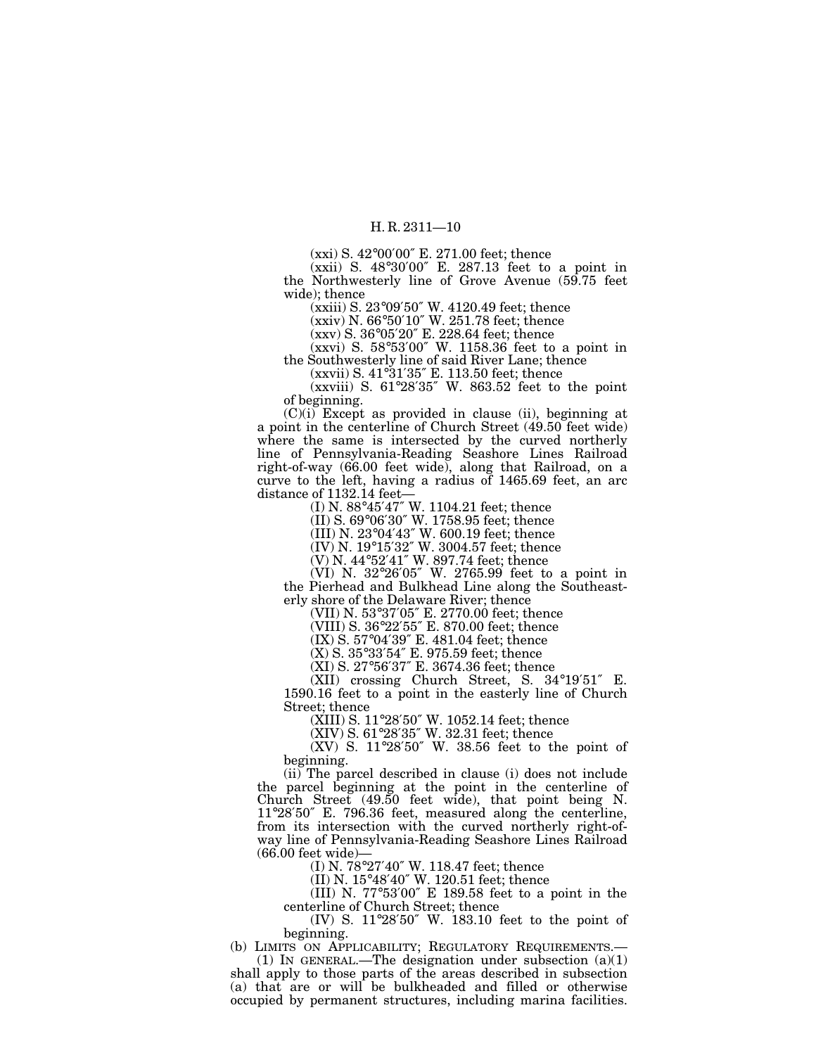(xxi) S. 42°00′00″ E. 271.00 feet; thence

(xxii) S. 48°30′00″ E. 287.13 feet to a point in the Northwesterly line of Grove Avenue (59.75 feet wide); thence

(xxiii) S. 23°09′50″ W. 4120.49 feet; thence

(xxiv) N. 66°50′10″ W. 251.78 feet; thence

(xxv) S. 36°05′20″ E. 228.64 feet; thence

(xxvi) S. 58°53′00″ W. 1158.36 feet to a point in the Southwesterly line of said River Lane; thence

(xxvii) S. 41°31′35″ E. 113.50 feet; thence

(xxviii) S. 61°28′35″ W. 863.52 feet to the point of beginning.

(C)(i) Except as provided in clause (ii), beginning at a point in the centerline of Church Street (49.50 feet wide) where the same is intersected by the curved northerly line of Pennsylvania-Reading Seashore Lines Railroad right-of-way (66.00 feet wide), along that Railroad, on a curve to the left, having a radius of 1465.69 feet, an arc distance of 1132.14 feet—

(I) N. 88°45′47″ W. 1104.21 feet; thence

(II) S. 69°06′30″ W. 1758.95 feet; thence

(III) N. 23°04′43″ W. 600.19 feet; thence

(IV) N. 19°15′32″ W. 3004.57 feet; thence

(V) N. 44°52′41″ W. 897.74 feet; thence

(VI) N. 32°26′05″ W. 2765.99 feet to a point in the Pierhead and Bulkhead Line along the Southeasterly shore of the Delaware River; thence

(VII) N. 53°37′05″ E. 2770.00 feet; thence

(VIII) S. 36°22′55″ E. 870.00 feet; thence

(IX) S. 57°04′39″ E. 481.04 feet; thence

(X) S. 35°33′54″ E. 975.59 feet; thence

(XI) S. 27°56′37″ E. 3674.36 feet; thence

(XII) crossing Church Street, S. 34°19′51″ E. 1590.16 feet to a point in the easterly line of Church Street; thence

(XIII) S. 11°28′50″ W. 1052.14 feet; thence

(XIV) S. 61°28′35″ W. 32.31 feet; thence

(XV) S. 11°28′50″ W. 38.56 feet to the point of beginning.

(ii) The parcel described in clause (i) does not include the parcel beginning at the point in the centerline of Church Street (49.50 feet wide), that point being N. 11°28′50″ E. 796.36 feet, measured along the centerline, from its intersection with the curved northerly right-of-way line of Pennsylvania-Reading Seashore Lines Railroad (66.00 feet wide)—

(I) N. 78°27′40″ W. 118.47 feet; thence

(II) N. 15°48′40″ W. 120.51 feet; thence

(III) N. 77°53′00″ E 189.58 feet to a point in the centerline of Church Street; thence

(IV) S. 11°28′50″ W. 183.10 feet to the point of beginning.

(b) LIMITS ON APPLICABILITY; REGULATORY REQUIREMENTS.—

(1) IN GENERAL.—The designation under subsection (a)(1) shall apply to those parts of the areas described in subsection (a) that are or will be bulkheaded and filled or otherwise occupied by permanent structures, including marina facilities.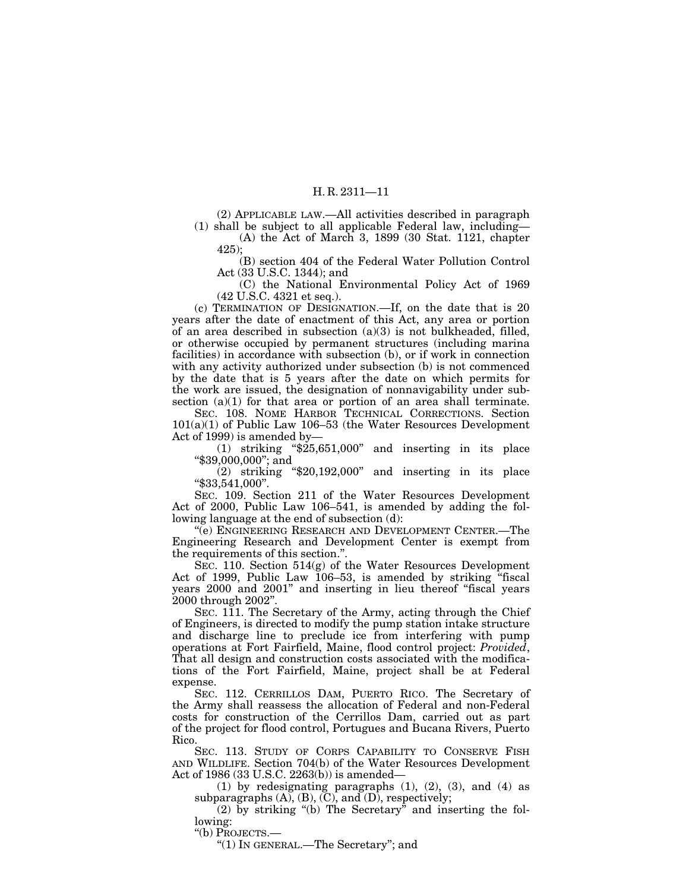(2) APPLICABLE LAW.—All activities described in paragraph (1) shall be subject to all applicable Federal law, including—

(A) the Act of March 3, 1899 (30 Stat. 1121, chapter 425);

(B) section 404 of the Federal Water Pollution Control Act (33 U.S.C. 1344); and

(C) the National Environmental Policy Act of 1969 (42 U.S.C. 4321 et seq.).

(c) TERMINATION OF DESIGNATION.—If, on the date that is 20 years after the date of enactment of this Act, any area or portion of an area described in subsection (a)(3) is not bulkheaded, filled, or otherwise occupied by permanent structures (including marina facilities) in accordance with subsection (b), or if work in connection with any activity authorized under subsection (b) is not commenced by the date that is 5 years after the date on which permits for the work are issued, the designation of nonnavigability under subsection (a)(1) for that area or portion of an area shall terminate.

SEC. 108. NOME HARBOR TECHNICAL CORRECTIONS. Section 101(a)(1) of Public Law 106–53 (the Water Resources Development Act of 1999) is amended by—

(1) striking "$25,651,000" and inserting in its place "$39,000,000"; and

(2) striking "$20,192,000" and inserting in its place "$33,541,000".

SEC. 109. Section 211 of the Water Resources Development Act of 2000, Public Law 106–541, is amended by adding the following language at the end of subsection (d):

"(e) ENGINEERING RESEARCH AND DEVELOPMENT CENTER.—The Engineering Research and Development Center is exempt from the requirements of this section.".

SEC. 110. Section 514(g) of the Water Resources Development Act of 1999, Public Law 106–53, is amended by striking "fiscal years 2000 and 2001" and inserting in lieu thereof "fiscal years 2000 through 2002".

SEC. 111. The Secretary of the Army, acting through the Chief of Engineers, is directed to modify the pump station intake structure and discharge line to preclude ice from interfering with pump operations at Fort Fairfield, Maine, flood control project: *Provided*, That all design and construction costs associated with the modifications of the Fort Fairfield, Maine, project shall be at Federal expense.

SEC. 112. CERRILLOS DAM, PUERTO RICO. The Secretary of the Army shall reassess the allocation of Federal and non-Federal costs for construction of the Cerrillos Dam, carried out as part of the project for flood control, Portugues and Bucana Rivers, Puerto Rico.

SEC. 113. STUDY OF CORPS CAPABILITY TO CONSERVE FISH AND WILDLIFE. Section 704(b) of the Water Resources Development Act of 1986 (33 U.S.C. 2263(b)) is amended—

(1) by redesignating paragraphs (1), (2), (3), and (4) as subparagraphs (A), (B), (C), and (D), respectively;

(2) by striking "(b) The Secretary" and inserting the following:

"(b) PROJECTS.—

"(1) IN GENERAL.—The Secretary"; and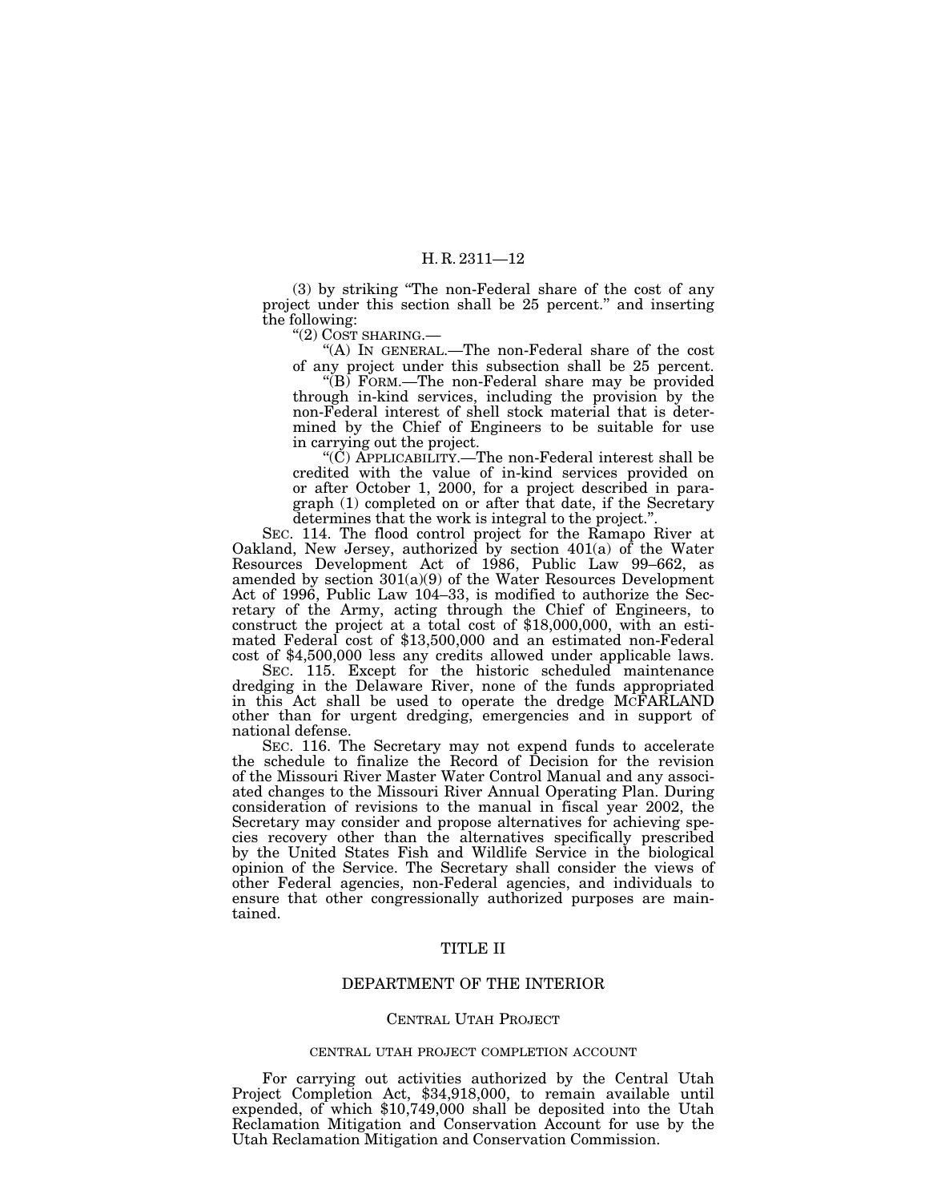(3) by striking "The non-Federal share of the cost of any project under this section shall be 25 percent." and inserting the following:

"(2) COST SHARING.—

"(A) IN GENERAL.—The non-Federal share of the cost of any project under this subsection shall be 25 percent.

"(B) FORM.—The non-Federal share may be provided through in-kind services, including the provision by the non-Federal interest of shell stock material that is determined by the Chief of Engineers to be suitable for use in carrying out the project.

"(C) APPLICABILITY.—The non-Federal interest shall be credited with the value of in-kind services provided on or after October 1, 2000, for a project described in paragraph (1) completed on or after that date, if the Secretary determines that the work is integral to the project.".

SEC. 114. The flood control project for the Ramapo River at Oakland, New Jersey, authorized by section 401(a) of the Water Resources Development Act of 1986, Public Law 99–662, as amended by section 301(a)(9) of the Water Resources Development Act of 1996, Public Law 104–33, is modified to authorize the Secretary of the Army, acting through the Chief of Engineers, to construct the project at a total cost of $18,000,000, with an estimated Federal cost of $13,500,000 and an estimated non-Federal cost of $4,500,000 less any credits allowed under applicable laws.

SEC. 115. Except for the historic scheduled maintenance dredging in the Delaware River, none of the funds appropriated in this Act shall be used to operate the dredge MCFARLAND other than for urgent dredging, emergencies and in support of national defense.

SEC. 116. The Secretary may not expend funds to accelerate the schedule to finalize the Record of Decision for the revision of the Missouri River Master Water Control Manual and any associated changes to the Missouri River Annual Operating Plan. During consideration of revisions to the manual in fiscal year 2002, the Secretary may consider and propose alternatives for achieving species recovery other than the alternatives specifically prescribed by the United States Fish and Wildlife Service in the biological opinion of the Service. The Secretary shall consider the views of other Federal agencies, non-Federal agencies, and individuals to ensure that other congressionally authorized purposes are maintained.

## TITLE II

## DEPARTMENT OF THE INTERIOR

### CENTRAL UTAH PROJECT

#### CENTRAL UTAH PROJECT COMPLETION ACCOUNT

For carrying out activities authorized by the Central Utah Project Completion Act, $34,918,000, to remain available until expended, of which $10,749,000 shall be deposited into the Utah Reclamation Mitigation and Conservation Account for use by the Utah Reclamation Mitigation and Conservation Commission.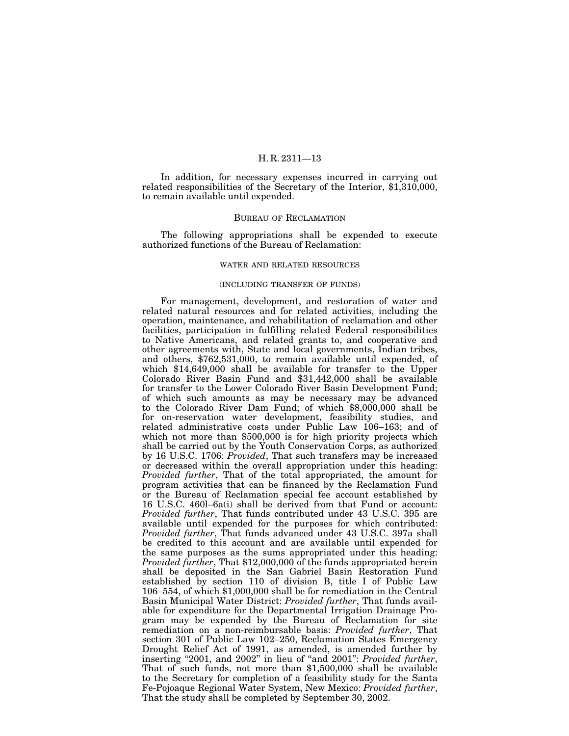In addition, for necessary expenses incurred in carrying out related responsibilities of the Secretary of the Interior, $1,310,000, to remain available until expended.

## BUREAU OF RECLAMATION

The following appropriations shall be expended to execute authorized functions of the Bureau of Reclamation:

### WATER AND RELATED RESOURCES

### (INCLUDING TRANSFER OF FUNDS)

For management, development, and restoration of water and related natural resources and for related activities, including the operation, maintenance, and rehabilitation of reclamation and other facilities, participation in fulfilling related Federal responsibilities to Native Americans, and related grants to, and cooperative and other agreements with, State and local governments, Indian tribes, and others, $762,531,000, to remain available until expended, of which $14,649,000 shall be available for transfer to the Upper Colorado River Basin Fund and $31,442,000 shall be available for transfer to the Lower Colorado River Basin Development Fund; of which such amounts as may be necessary may be advanced to the Colorado River Dam Fund; of which $8,000,000 shall be for on-reservation water development, feasibility studies, and related administrative costs under Public Law 106–163; and of which not more than $500,000 is for high priority projects which shall be carried out by the Youth Conservation Corps, as authorized by 16 U.S.C. 1706: *Provided*, That such transfers may be increased or decreased within the overall appropriation under this heading: *Provided further*, That of the total appropriated, the amount for program activities that can be financed by the Reclamation Fund or the Bureau of Reclamation special fee account established by 16 U.S.C. 460l–6a(i) shall be derived from that Fund or account: *Provided further*, That funds contributed under 43 U.S.C. 395 are available until expended for the purposes for which contributed: *Provided further*, That funds advanced under 43 U.S.C. 397a shall be credited to this account and are available until expended for the same purposes as the sums appropriated under this heading: *Provided further*, That $12,000,000 of the funds appropriated herein shall be deposited in the San Gabriel Basin Restoration Fund established by section 110 of division B, title I of Public Law 106–554, of which $1,000,000 shall be for remediation in the Central Basin Municipal Water District: *Provided further*, That funds available for expenditure for the Departmental Irrigation Drainage Program may be expended by the Bureau of Reclamation for site remediation on a non-reimbursable basis: *Provided further*, That section 301 of Public Law 102–250, Reclamation States Emergency Drought Relief Act of 1991, as amended, is amended further by inserting "2001, and 2002" in lieu of "and 2001": *Provided further*, That of such funds, not more than $1,500,000 shall be available to the Secretary for completion of a feasibility study for the Santa Fe-Pojoaque Regional Water System, New Mexico: *Provided further*, That the study shall be completed by September 30, 2002.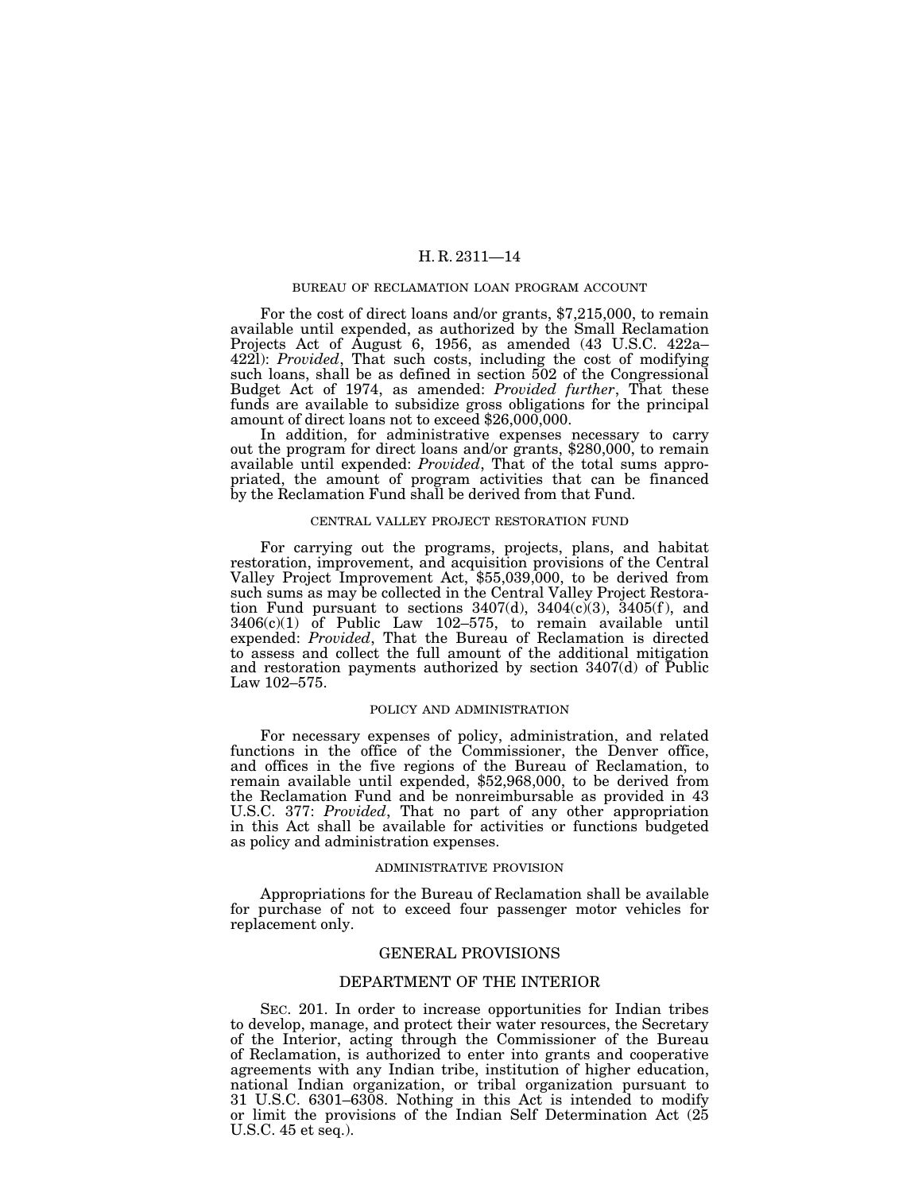### BUREAU OF RECLAMATION LOAN PROGRAM ACCOUNT

For the cost of direct loans and/or grants, $7,215,000, to remain available until expended, as authorized by the Small Reclamation Projects Act of August 6, 1956, as amended (43 U.S.C. 422a–422l): *Provided*, That such costs, including the cost of modifying such loans, shall be as defined in section 502 of the Congressional Budget Act of 1974, as amended: *Provided further*, That these funds are available to subsidize gross obligations for the principal amount of direct loans not to exceed $26,000,000.

In addition, for administrative expenses necessary to carry out the program for direct loans and/or grants, $280,000, to remain available until expended: *Provided*, That of the total sums appropriated, the amount of program activities that can be financed by the Reclamation Fund shall be derived from that Fund.

### CENTRAL VALLEY PROJECT RESTORATION FUND

For carrying out the programs, projects, plans, and habitat restoration, improvement, and acquisition provisions of the Central Valley Project Improvement Act, $55,039,000, to be derived from such sums as may be collected in the Central Valley Project Restoration Fund pursuant to sections 3407(d), 3404(c)(3), 3405(f), and 3406(c)(1) of Public Law 102–575, to remain available until expended: *Provided*, That the Bureau of Reclamation is directed to assess and collect the full amount of the additional mitigation and restoration payments authorized by section 3407(d) of Public Law 102–575.

### POLICY AND ADMINISTRATION

For necessary expenses of policy, administration, and related functions in the office of the Commissioner, the Denver office, and offices in the five regions of the Bureau of Reclamation, to remain available until expended, $52,968,000, to be derived from the Reclamation Fund and be nonreimbursable as provided in 43 U.S.C. 377: *Provided*, That no part of any other appropriation in this Act shall be available for activities or functions budgeted as policy and administration expenses.

### ADMINISTRATIVE PROVISION

Appropriations for the Bureau of Reclamation shall be available for purchase of not to exceed four passenger motor vehicles for replacement only.

## GENERAL PROVISIONS

## DEPARTMENT OF THE INTERIOR

SEC. 201. In order to increase opportunities for Indian tribes to develop, manage, and protect their water resources, the Secretary of the Interior, acting through the Commissioner of the Bureau of Reclamation, is authorized to enter into grants and cooperative agreements with any Indian tribe, institution of higher education, national Indian organization, or tribal organization pursuant to 31 U.S.C. 6301–6308. Nothing in this Act is intended to modify or limit the provisions of the Indian Self Determination Act (25 U.S.C. 45 et seq.).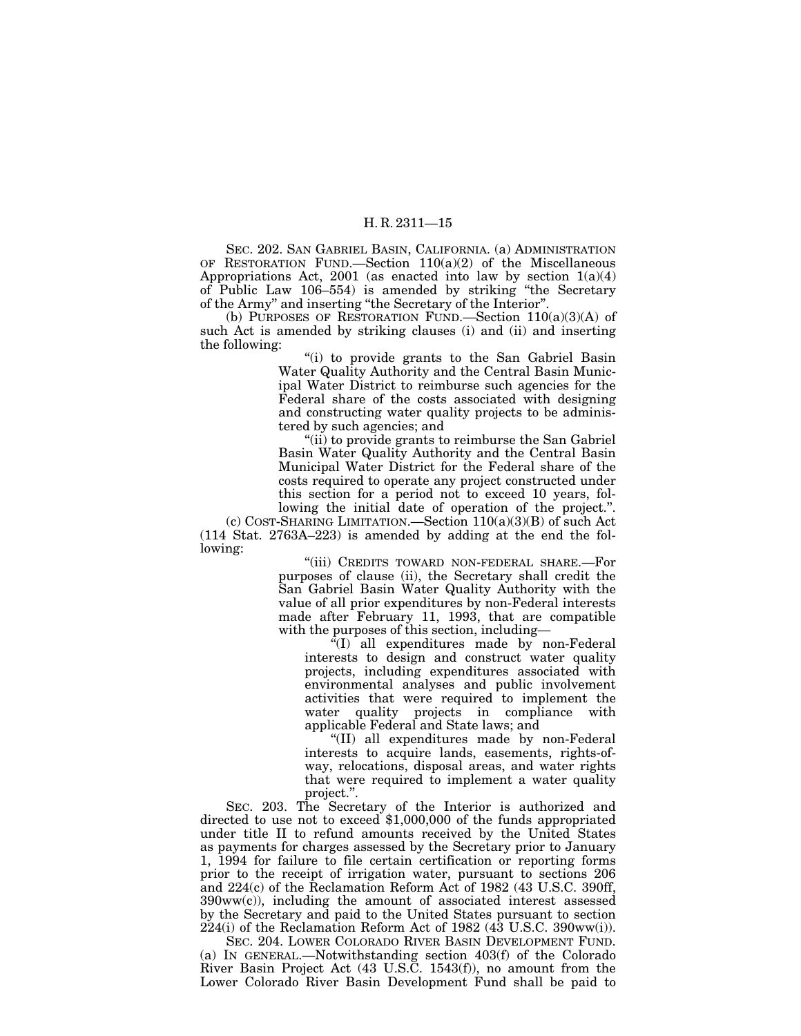SEC. 202. SAN GABRIEL BASIN, CALIFORNIA. (a) ADMINISTRATION OF RESTORATION FUND.—Section 110(a)(2) of the Miscellaneous Appropriations Act, 2001 (as enacted into law by section 1(a)(4) of Public Law 106–554) is amended by striking "the Secretary of the Army" and inserting "the Secretary of the Interior".

(b) PURPOSES OF RESTORATION FUND.—Section 110(a)(3)(A) of such Act is amended by striking clauses (i) and (ii) and inserting the following:

"(i) to provide grants to the San Gabriel Basin Water Quality Authority and the Central Basin Municipal Water District to reimburse such agencies for the Federal share of the costs associated with designing and constructing water quality projects to be administered by such agencies; and

"(ii) to provide grants to reimburse the San Gabriel Basin Water Quality Authority and the Central Basin Municipal Water District for the Federal share of the costs required to operate any project constructed under this section for a period not to exceed 10 years, following the initial date of operation of the project.".

(c) COST-SHARING LIMITATION.—Section 110(a)(3)(B) of such Act (114 Stat. 2763A–223) is amended by adding at the end the following:

"(iii) CREDITS TOWARD NON-FEDERAL SHARE.—For purposes of clause (ii), the Secretary shall credit the San Gabriel Basin Water Quality Authority with the value of all prior expenditures by non-Federal interests made after February 11, 1993, that are compatible with the purposes of this section, including—

"(I) all expenditures made by non-Federal interests to design and construct water quality projects, including expenditures associated with environmental analyses and public involvement activities that were required to implement the water quality projects in compliance with applicable Federal and State laws; and

"(II) all expenditures made by non-Federal interests to acquire lands, easements, rights-of-way, relocations, disposal areas, and water rights that were required to implement a water quality project.".

SEC. 203. The Secretary of the Interior is authorized and directed to use not to exceed $1,000,000 of the funds appropriated under title II to refund amounts received by the United States as payments for charges assessed by the Secretary prior to January 1, 1994 for failure to file certain certification or reporting forms prior to the receipt of irrigation water, pursuant to sections 206 and 224(c) of the Reclamation Reform Act of 1982 (43 U.S.C. 390ff, 390ww(c)), including the amount of associated interest assessed by the Secretary and paid to the United States pursuant to section 224(i) of the Reclamation Reform Act of 1982 (43 U.S.C. 390ww(i)).

SEC. 204. LOWER COLORADO RIVER BASIN DEVELOPMENT FUND. (a) IN GENERAL.—Notwithstanding section 403(f) of the Colorado River Basin Project Act (43 U.S.C. 1543(f)), no amount from the Lower Colorado River Basin Development Fund shall be paid to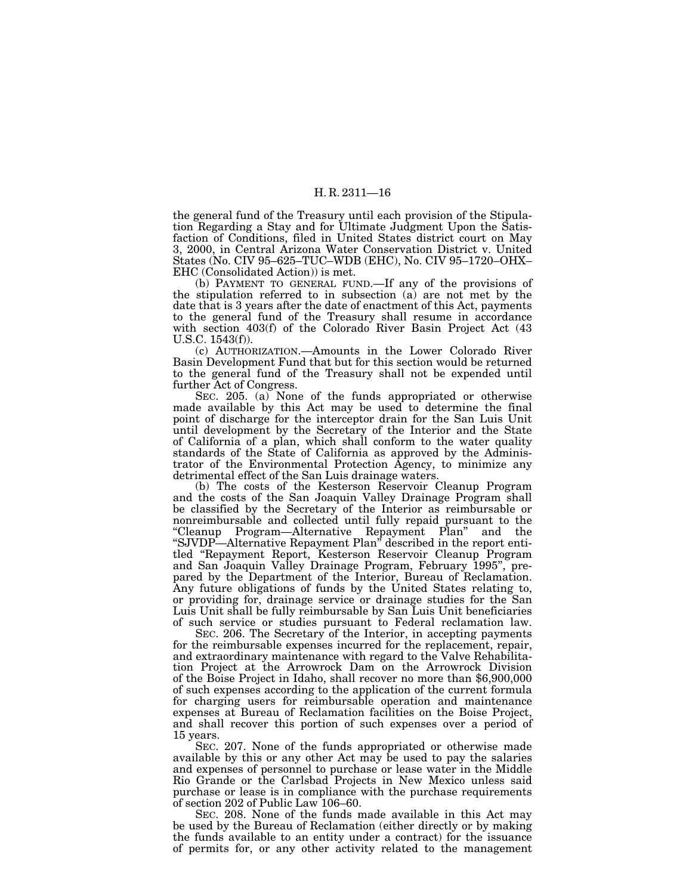the general fund of the Treasury until each provision of the Stipulation Regarding a Stay and for Ultimate Judgment Upon the Satisfaction of Conditions, filed in United States district court on May 3, 2000, in Central Arizona Water Conservation District v. United States (No. CIV 95–625–TUC–WDB (EHC), No. CIV 95–1720–OHX–EHC (Consolidated Action)) is met.

(b) PAYMENT TO GENERAL FUND.—If any of the provisions of the stipulation referred to in subsection (a) are not met by the date that is 3 years after the date of enactment of this Act, payments to the general fund of the Treasury shall resume in accordance with section 403(f) of the Colorado River Basin Project Act (43 U.S.C. 1543(f)).

(c) AUTHORIZATION.—Amounts in the Lower Colorado River Basin Development Fund that but for this section would be returned to the general fund of the Treasury shall not be expended until further Act of Congress.

SEC. 205. (a) None of the funds appropriated or otherwise made available by this Act may be used to determine the final point of discharge for the interceptor drain for the San Luis Unit until development by the Secretary of the Interior and the State of California of a plan, which shall conform to the water quality standards of the State of California as approved by the Administrator of the Environmental Protection Agency, to minimize any detrimental effect of the San Luis drainage waters.

(b) The costs of the Kesterson Reservoir Cleanup Program and the costs of the San Joaquin Valley Drainage Program shall be classified by the Secretary of the Interior as reimbursable or nonreimbursable and collected until fully repaid pursuant to the "Cleanup Program—Alternative Repayment Plan" and the "SJVDP—Alternative Repayment Plan" described in the report entitled "Repayment Report, Kesterson Reservoir Cleanup Program and San Joaquin Valley Drainage Program, February 1995", prepared by the Department of the Interior, Bureau of Reclamation. Any future obligations of funds by the United States relating to, or providing for, drainage service or drainage studies for the San Luis Unit shall be fully reimbursable by San Luis Unit beneficiaries of such service or studies pursuant to Federal reclamation law.

SEC. 206. The Secretary of the Interior, in accepting payments for the reimbursable expenses incurred for the replacement, repair, and extraordinary maintenance with regard to the Valve Rehabilitation Project at the Arrowrock Dam on the Arrowrock Division of the Boise Project in Idaho, shall recover no more than $6,900,000 of such expenses according to the application of the current formula for charging users for reimbursable operation and maintenance expenses at Bureau of Reclamation facilities on the Boise Project, and shall recover this portion of such expenses over a period of 15 years.

SEC. 207. None of the funds appropriated or otherwise made available by this or any other Act may be used to pay the salaries and expenses of personnel to purchase or lease water in the Middle Rio Grande or the Carlsbad Projects in New Mexico unless said purchase or lease is in compliance with the purchase requirements of section 202 of Public Law 106–60.

SEC. 208. None of the funds made available in this Act may be used by the Bureau of Reclamation (either directly or by making the funds available to an entity under a contract) for the issuance of permits for, or any other activity related to the management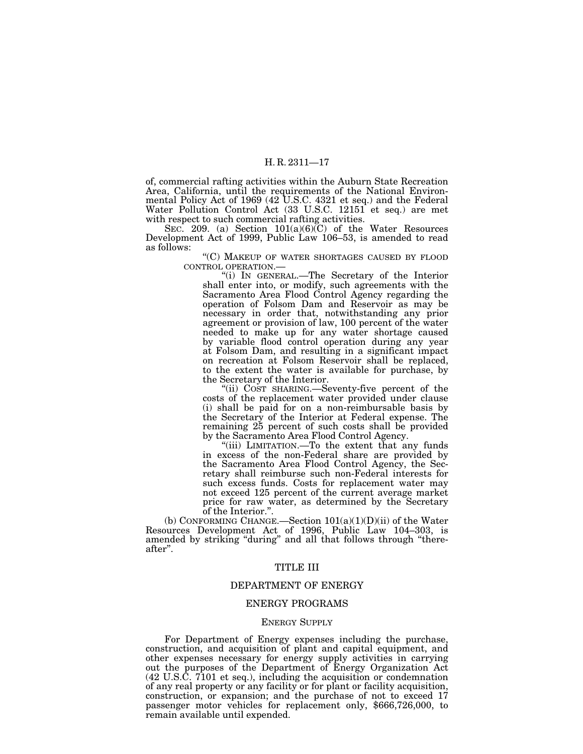of, commercial rafting activities within the Auburn State Recreation Area, California, until the requirements of the National Environmental Policy Act of 1969 (42 U.S.C. 4321 et seq.) and the Federal Water Pollution Control Act (33 U.S.C. 12151 et seq.) are met with respect to such commercial rafting activities.

SEC. 209. (a) Section 101(a)(6)(C) of the Water Resources Development Act of 1999, Public Law 106–53, is amended to read as follows:

"(C) MAKEUP OF WATER SHORTAGES CAUSED BY FLOOD CONTROL OPERATION.—

"(i) IN GENERAL.—The Secretary of the Interior shall enter into, or modify, such agreements with the Sacramento Area Flood Control Agency regarding the operation of Folsom Dam and Reservoir as may be necessary in order that, notwithstanding any prior agreement or provision of law, 100 percent of the water needed to make up for any water shortage caused by variable flood control operation during any year at Folsom Dam, and resulting in a significant impact on recreation at Folsom Reservoir shall be replaced, to the extent the water is available for purchase, by the Secretary of the Interior.

"(ii) COST SHARING.—Seventy-five percent of the costs of the replacement water provided under clause (i) shall be paid for on a non-reimbursable basis by the Secretary of the Interior at Federal expense. The remaining 25 percent of such costs shall be provided by the Sacramento Area Flood Control Agency.

"(iii) LIMITATION.—To the extent that any funds in excess of the non-Federal share are provided by the Sacramento Area Flood Control Agency, the Secretary shall reimburse such non-Federal interests for such excess funds. Costs for replacement water may not exceed 125 percent of the current average market price for raw water, as determined by the Secretary of the Interior.".

(b) CONFORMING CHANGE.—Section 101(a)(1)(D)(ii) of the Water Resources Development Act of 1996, Public Law 104–303, is amended by striking "during" and all that follows through "thereafter".

## TITLE III

## DEPARTMENT OF ENERGY

## ENERGY PROGRAMS

### ENERGY SUPPLY

For Department of Energy expenses including the purchase, construction, and acquisition of plant and capital equipment, and other expenses necessary for energy supply activities in carrying out the purposes of the Department of Energy Organization Act (42 U.S.C. 7101 et seq.), including the acquisition or condemnation of any real property or any facility or for plant or facility acquisition, construction, or expansion; and the purchase of not to exceed 17 passenger motor vehicles for replacement only, $666,726,000, to remain available until expended.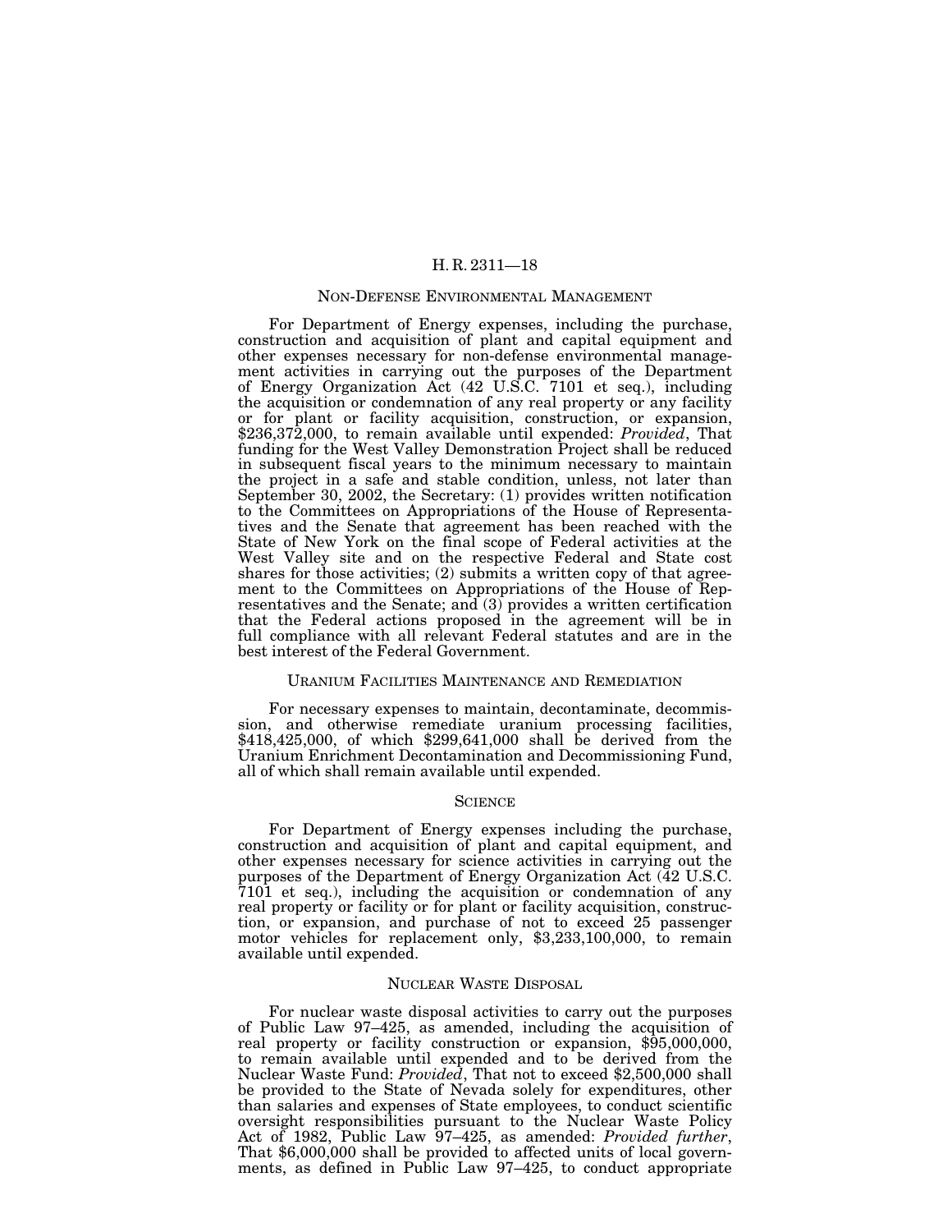## NON-DEFENSE ENVIRONMENTAL MANAGEMENT

For Department of Energy expenses, including the purchase, construction and acquisition of plant and capital equipment and other expenses necessary for non-defense environmental management activities in carrying out the purposes of the Department of Energy Organization Act (42 U.S.C. 7101 et seq.), including the acquisition or condemnation of any real property or any facility or for plant or facility acquisition, construction, or expansion, $236,372,000, to remain available until expended: *Provided*, That funding for the West Valley Demonstration Project shall be reduced in subsequent fiscal years to the minimum necessary to maintain the project in a safe and stable condition, unless, not later than September 30, 2002, the Secretary: (1) provides written notification to the Committees on Appropriations of the House of Representatives and the Senate that agreement has been reached with the State of New York on the final scope of Federal activities at the West Valley site and on the respective Federal and State cost shares for those activities; (2) submits a written copy of that agreement to the Committees on Appropriations of the House of Representatives and the Senate; and (3) provides a written certification that the Federal actions proposed in the agreement will be in full compliance with all relevant Federal statutes and are in the best interest of the Federal Government.

## URANIUM FACILITIES MAINTENANCE AND REMEDIATION

For necessary expenses to maintain, decontaminate, decommission, and otherwise remediate uranium processing facilities, $418,425,000, of which $299,641,000 shall be derived from the Uranium Enrichment Decontamination and Decommissioning Fund, all of which shall remain available until expended.

## SCIENCE

For Department of Energy expenses including the purchase, construction and acquisition of plant and capital equipment, and other expenses necessary for science activities in carrying out the purposes of the Department of Energy Organization Act (42 U.S.C. 7101 et seq.), including the acquisition or condemnation of any real property or facility or for plant or facility acquisition, construction, or expansion, and purchase of not to exceed 25 passenger motor vehicles for replacement only, $3,233,100,000, to remain available until expended.

## NUCLEAR WASTE DISPOSAL

For nuclear waste disposal activities to carry out the purposes of Public Law 97–425, as amended, including the acquisition of real property or facility construction or expansion, $95,000,000, to remain available until expended and to be derived from the Nuclear Waste Fund: *Provided*, That not to exceed $2,500,000 shall be provided to the State of Nevada solely for expenditures, other than salaries and expenses of State employees, to conduct scientific oversight responsibilities pursuant to the Nuclear Waste Policy Act of 1982, Public Law 97–425, as amended: *Provided further*, That $6,000,000 shall be provided to affected units of local governments, as defined in Public Law 97–425, to conduct appropriate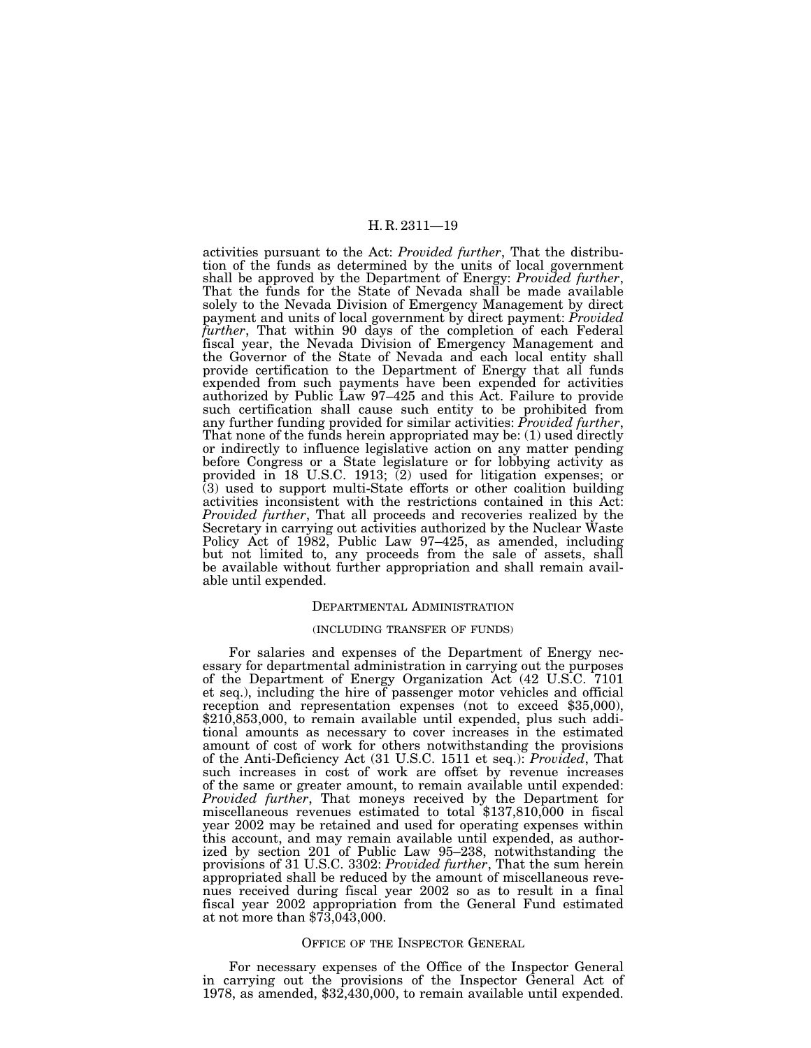activities pursuant to the Act: *Provided further*, That the distribution of the funds as determined by the units of local government shall be approved by the Department of Energy: *Provided further*, That the funds for the State of Nevada shall be made available solely to the Nevada Division of Emergency Management by direct payment and units of local government by direct payment: *Provided further*, That within 90 days of the completion of each Federal fiscal year, the Nevada Division of Emergency Management and the Governor of the State of Nevada and each local entity shall provide certification to the Department of Energy that all funds expended from such payments have been expended for activities authorized by Public Law 97–425 and this Act. Failure to provide such certification shall cause such entity to be prohibited from any further funding provided for similar activities: *Provided further*, That none of the funds herein appropriated may be: (1) used directly or indirectly to influence legislative action on any matter pending before Congress or a State legislature or for lobbying activity as provided in 18 U.S.C. 1913; (2) used for litigation expenses; or (3) used to support multi-State efforts or other coalition building activities inconsistent with the restrictions contained in this Act: *Provided further*, That all proceeds and recoveries realized by the Secretary in carrying out activities authorized by the Nuclear Waste Policy Act of 1982, Public Law 97–425, as amended, including but not limited to, any proceeds from the sale of assets, shall be available without further appropriation and shall remain available until expended.

## DEPARTMENTAL ADMINISTRATION

### (INCLUDING TRANSFER OF FUNDS)

For salaries and expenses of the Department of Energy necessary for departmental administration in carrying out the purposes of the Department of Energy Organization Act (42 U.S.C. 7101 et seq.), including the hire of passenger motor vehicles and official reception and representation expenses (not to exceed $35,000), $210,853,000, to remain available until expended, plus such additional amounts as necessary to cover increases in the estimated amount of cost of work for others notwithstanding the provisions of the Anti-Deficiency Act (31 U.S.C. 1511 et seq.): *Provided*, That such increases in cost of work are offset by revenue increases of the same or greater amount, to remain available until expended: *Provided further*, That moneys received by the Department for miscellaneous revenues estimated to total $137,810,000 in fiscal year 2002 may be retained and used for operating expenses within this account, and may remain available until expended, as authorized by section 201 of Public Law 95–238, notwithstanding the provisions of 31 U.S.C. 3302: *Provided further*, That the sum herein appropriated shall be reduced by the amount of miscellaneous revenues received during fiscal year 2002 so as to result in a final fiscal year 2002 appropriation from the General Fund estimated at not more than $73,043,000.

## OFFICE OF THE INSPECTOR GENERAL

For necessary expenses of the Office of the Inspector General in carrying out the provisions of the Inspector General Act of 1978, as amended, $32,430,000, to remain available until expended.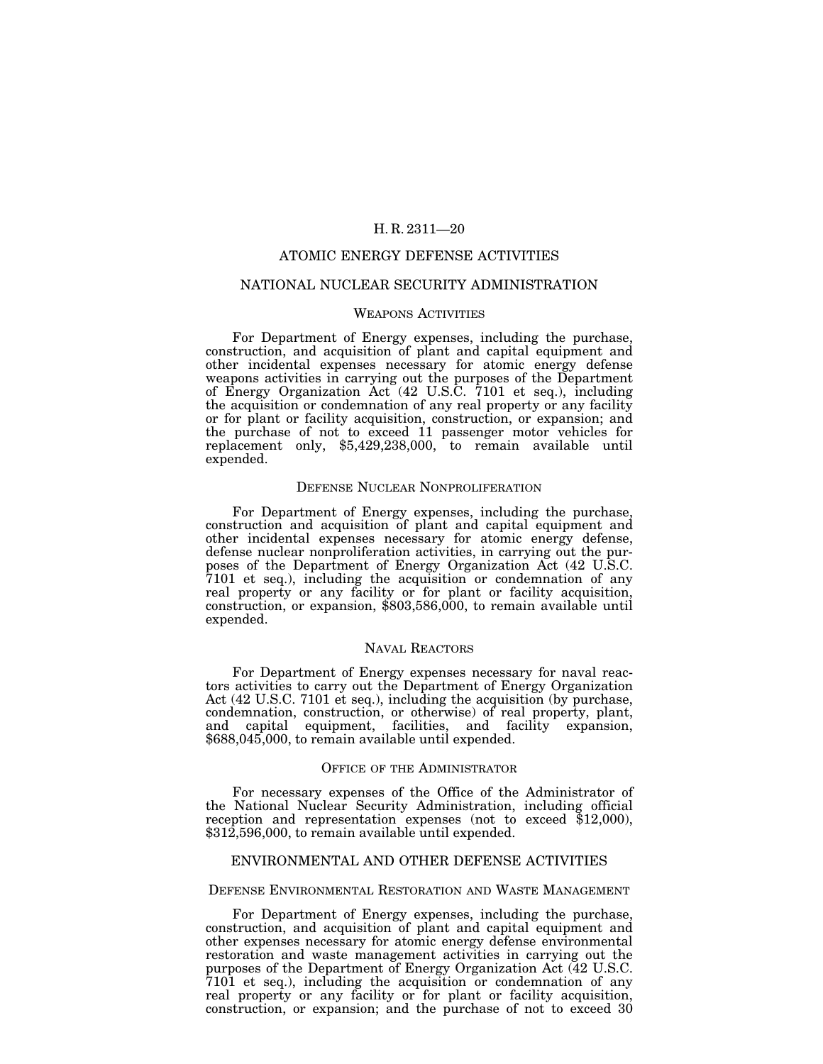## ATOMIC ENERGY DEFENSE ACTIVITIES

## NATIONAL NUCLEAR SECURITY ADMINISTRATION

### Weapons Activities

For Department of Energy expenses, including the purchase, construction, and acquisition of plant and capital equipment and other incidental expenses necessary for atomic energy defense weapons activities in carrying out the purposes of the Department of Energy Organization Act (42 U.S.C. 7101 et seq.), including the acquisition or condemnation of any real property or any facility or for plant or facility acquisition, construction, or expansion; and the purchase of not to exceed 11 passenger motor vehicles for replacement only, $5,429,238,000, to remain available until expended.

### Defense Nuclear Nonproliferation

For Department of Energy expenses, including the purchase, construction and acquisition of plant and capital equipment and other incidental expenses necessary for atomic energy defense, defense nuclear nonproliferation activities, in carrying out the purposes of the Department of Energy Organization Act (42 U.S.C. 7101 et seq.), including the acquisition or condemnation of any real property or any facility or for plant or facility acquisition, construction, or expansion, $803,586,000, to remain available until expended.

### Naval Reactors

For Department of Energy expenses necessary for naval reactors activities to carry out the Department of Energy Organization Act (42 U.S.C. 7101 et seq.), including the acquisition (by purchase, condemnation, construction, or otherwise) of real property, plant, and capital equipment, facilities, and facility expansion, $688,045,000, to remain available until expended.

### Office of the Administrator

For necessary expenses of the Office of the Administrator of the National Nuclear Security Administration, including official reception and representation expenses (not to exceed $12,000), $312,596,000, to remain available until expended.

## ENVIRONMENTAL AND OTHER DEFENSE ACTIVITIES

### Defense Environmental Restoration and Waste Management

For Department of Energy expenses, including the purchase, construction, and acquisition of plant and capital equipment and other expenses necessary for atomic energy defense environmental restoration and waste management activities in carrying out the purposes of the Department of Energy Organization Act (42 U.S.C. 7101 et seq.), including the acquisition or condemnation of any real property or any facility or for plant or facility acquisition, construction, or expansion; and the purchase of not to exceed 30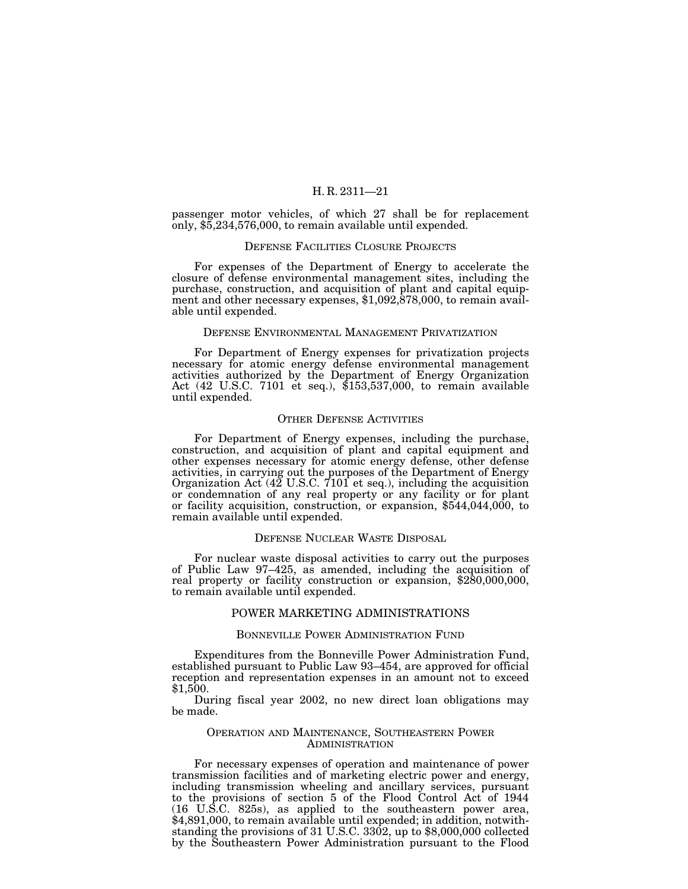passenger motor vehicles, of which 27 shall be for replacement only, $5,234,576,000, to remain available until expended.

DEFENSE FACILITIES CLOSURE PROJECTS

For expenses of the Department of Energy to accelerate the closure of defense environmental management sites, including the purchase, construction, and acquisition of plant and capital equipment and other necessary expenses, $1,092,878,000, to remain available until expended.

DEFENSE ENVIRONMENTAL MANAGEMENT PRIVATIZATION

For Department of Energy expenses for privatization projects necessary for atomic energy defense environmental management activities authorized by the Department of Energy Organization Act (42 U.S.C. 7101 et seq.), $153,537,000, to remain available until expended.

OTHER DEFENSE ACTIVITIES

For Department of Energy expenses, including the purchase, construction, and acquisition of plant and capital equipment and other expenses necessary for atomic energy defense, other defense activities, in carrying out the purposes of the Department of Energy Organization Act (42 U.S.C. 7101 et seq.), including the acquisition or condemnation of any real property or any facility or for plant or facility acquisition, construction, or expansion, $544,044,000, to remain available until expended.

DEFENSE NUCLEAR WASTE DISPOSAL

For nuclear waste disposal activities to carry out the purposes of Public Law 97–425, as amended, including the acquisition of real property or facility construction or expansion, $280,000,000, to remain available until expended.

POWER MARKETING ADMINISTRATIONS

BONNEVILLE POWER ADMINISTRATION FUND

Expenditures from the Bonneville Power Administration Fund, established pursuant to Public Law 93–454, are approved for official reception and representation expenses in an amount not to exceed $1,500.

During fiscal year 2002, no new direct loan obligations may be made.

OPERATION AND MAINTENANCE, SOUTHEASTERN POWER ADMINISTRATION

For necessary expenses of operation and maintenance of power transmission facilities and of marketing electric power and energy, including transmission wheeling and ancillary services, pursuant to the provisions of section 5 of the Flood Control Act of 1944 (16 U.S.C. 825s), as applied to the southeastern power area, $4,891,000, to remain available until expended; in addition, notwithstanding the provisions of 31 U.S.C. 3302, up to $8,000,000 collected by the Southeastern Power Administration pursuant to the Flood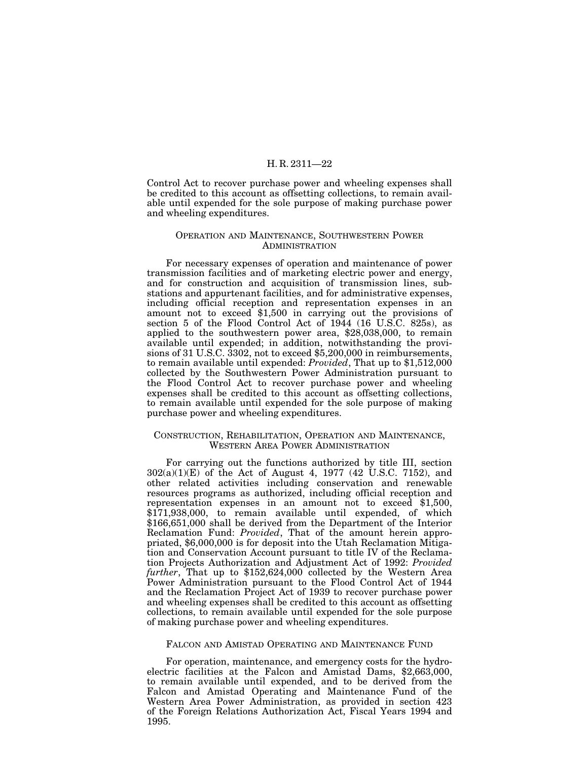Control Act to recover purchase power and wheeling expenses shall be credited to this account as offsetting collections, to remain available until expended for the sole purpose of making purchase power and wheeling expenditures.

## OPERATION AND MAINTENANCE, SOUTHWESTERN POWER ADMINISTRATION

For necessary expenses of operation and maintenance of power transmission facilities and of marketing electric power and energy, and for construction and acquisition of transmission lines, substations and appurtenant facilities, and for administrative expenses, including official reception and representation expenses in an amount not to exceed $1,500 in carrying out the provisions of section 5 of the Flood Control Act of 1944 (16 U.S.C. 825s), as applied to the southwestern power area, $28,038,000, to remain available until expended; in addition, notwithstanding the provisions of 31 U.S.C. 3302, not to exceed $5,200,000 in reimbursements, to remain available until expended: *Provided*, That up to $1,512,000 collected by the Southwestern Power Administration pursuant to the Flood Control Act to recover purchase power and wheeling expenses shall be credited to this account as offsetting collections, to remain available until expended for the sole purpose of making purchase power and wheeling expenditures.

## CONSTRUCTION, REHABILITATION, OPERATION AND MAINTENANCE, WESTERN AREA POWER ADMINISTRATION

For carrying out the functions authorized by title III, section 302(a)(1)(E) of the Act of August 4, 1977 (42 U.S.C. 7152), and other related activities including conservation and renewable resources programs as authorized, including official reception and representation expenses in an amount not to exceed $1,500, $171,938,000, to remain available until expended, of which $166,651,000 shall be derived from the Department of the Interior Reclamation Fund: *Provided*, That of the amount herein appropriated, $6,000,000 is for deposit into the Utah Reclamation Mitigation and Conservation Account pursuant to title IV of the Reclamation Projects Authorization and Adjustment Act of 1992: *Provided further*, That up to $152,624,000 collected by the Western Area Power Administration pursuant to the Flood Control Act of 1944 and the Reclamation Project Act of 1939 to recover purchase power and wheeling expenses shall be credited to this account as offsetting collections, to remain available until expended for the sole purpose of making purchase power and wheeling expenditures.

## FALCON AND AMISTAD OPERATING AND MAINTENANCE FUND

For operation, maintenance, and emergency costs for the hydroelectric facilities at the Falcon and Amistad Dams, $2,663,000, to remain available until expended, and to be derived from the Falcon and Amistad Operating and Maintenance Fund of the Western Area Power Administration, as provided in section 423 of the Foreign Relations Authorization Act, Fiscal Years 1994 and 1995.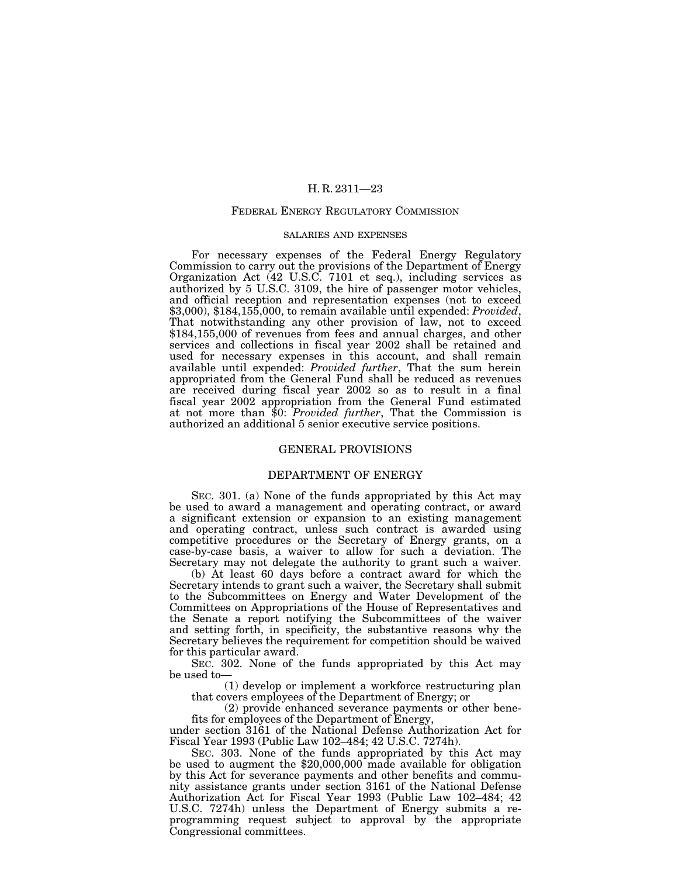## FEDERAL ENERGY REGULATORY COMMISSION

### SALARIES AND EXPENSES

For necessary expenses of the Federal Energy Regulatory Commission to carry out the provisions of the Department of Energy Organization Act (42 U.S.C. 7101 et seq.), including services as authorized by 5 U.S.C. 3109, the hire of passenger motor vehicles, and official reception and representation expenses (not to exceed $3,000), $184,155,000, to remain available until expended: *Provided*, That notwithstanding any other provision of law, not to exceed $184,155,000 of revenues from fees and annual charges, and other services and collections in fiscal year 2002 shall be retained and used for necessary expenses in this account, and shall remain available until expended: *Provided further*, That the sum herein appropriated from the General Fund shall be reduced as revenues are received during fiscal year 2002 so as to result in a final fiscal year 2002 appropriation from the General Fund estimated at not more than $0: *Provided further*, That the Commission is authorized an additional 5 senior executive service positions.

## GENERAL PROVISIONS

## DEPARTMENT OF ENERGY

SEC. 301. (a) None of the funds appropriated by this Act may be used to award a management and operating contract, or award a significant extension or expansion to an existing management and operating contract, unless such contract is awarded using competitive procedures or the Secretary of Energy grants, on a case-by-case basis, a waiver to allow for such a deviation. The Secretary may not delegate the authority to grant such a waiver.

(b) At least 60 days before a contract award for which the Secretary intends to grant such a waiver, the Secretary shall submit to the Subcommittees on Energy and Water Development of the Committees on Appropriations of the House of Representatives and the Senate a report notifying the Subcommittees of the waiver and setting forth, in specificity, the substantive reasons why the Secretary believes the requirement for competition should be waived for this particular award.

SEC. 302. None of the funds appropriated by this Act may be used to—

(1) develop or implement a workforce restructuring plan that covers employees of the Department of Energy; or

(2) provide enhanced severance payments or other benefits for employees of the Department of Energy,

under section 3161 of the National Defense Authorization Act for Fiscal Year 1993 (Public Law 102–484; 42 U.S.C. 7274h).

SEC. 303. None of the funds appropriated by this Act may be used to augment the $20,000,000 made available for obligation by this Act for severance payments and other benefits and community assistance grants under section 3161 of the National Defense Authorization Act for Fiscal Year 1993 (Public Law 102–484; 42 U.S.C. 7274h) unless the Department of Energy submits a reprogramming request subject to approval by the appropriate Congressional committees.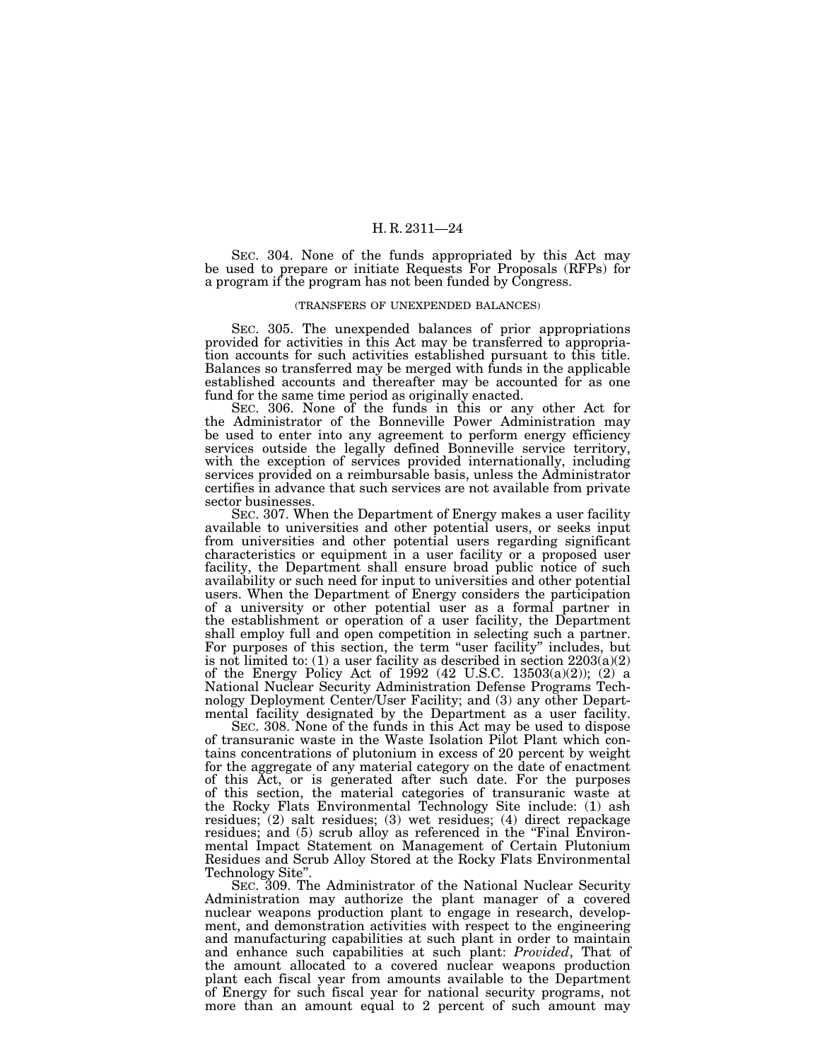SEC. 304. None of the funds appropriated by this Act may be used to prepare or initiate Requests For Proposals (RFPs) for a program if the program has not been funded by Congress.

(TRANSFERS OF UNEXPENDED BALANCES)

SEC. 305. The unexpended balances of prior appropriations provided for activities in this Act may be transferred to appropriation accounts for such activities established pursuant to this title. Balances so transferred may be merged with funds in the applicable established accounts and thereafter may be accounted for as one fund for the same time period as originally enacted.

SEC. 306. None of the funds in this or any other Act for the Administrator of the Bonneville Power Administration may be used to enter into any agreement to perform energy efficiency services outside the legally defined Bonneville service territory, with the exception of services provided internationally, including services provided on a reimbursable basis, unless the Administrator certifies in advance that such services are not available from private sector businesses.

SEC. 307. When the Department of Energy makes a user facility available to universities and other potential users, or seeks input from universities and other potential users regarding significant characteristics or equipment in a user facility or a proposed user facility, the Department shall ensure broad public notice of such availability or such need for input to universities and other potential users. When the Department of Energy considers the participation of a university or other potential user as a formal partner in the establishment or operation of a user facility, the Department shall employ full and open competition in selecting such a partner. For purposes of this section, the term "user facility" includes, but is not limited to: (1) a user facility as described in section 2203(a)(2) of the Energy Policy Act of 1992 (42 U.S.C. 13503(a)(2)); (2) a National Nuclear Security Administration Defense Programs Technology Deployment Center/User Facility; and (3) any other Departmental facility designated by the Department as a user facility.

SEC. 308. None of the funds in this Act may be used to dispose of transuranic waste in the Waste Isolation Pilot Plant which contains concentrations of plutonium in excess of 20 percent by weight for the aggregate of any material category on the date of enactment of this Act, or is generated after such date. For the purposes of this section, the material categories of transuranic waste at the Rocky Flats Environmental Technology Site include: (1) ash residues; (2) salt residues; (3) wet residues; (4) direct repackage residues; and (5) scrub alloy as referenced in the "Final Environmental Impact Statement on Management of Certain Plutonium Residues and Scrub Alloy Stored at the Rocky Flats Environmental Technology Site".

SEC. 309. The Administrator of the National Nuclear Security Administration may authorize the plant manager of a covered nuclear weapons production plant to engage in research, development, and demonstration activities with respect to the engineering and manufacturing capabilities at such plant in order to maintain and enhance such capabilities at such plant: *Provided*, That of the amount allocated to a covered nuclear weapons production plant each fiscal year from amounts available to the Department of Energy for such fiscal year for national security programs, not more than an amount equal to 2 percent of such amount may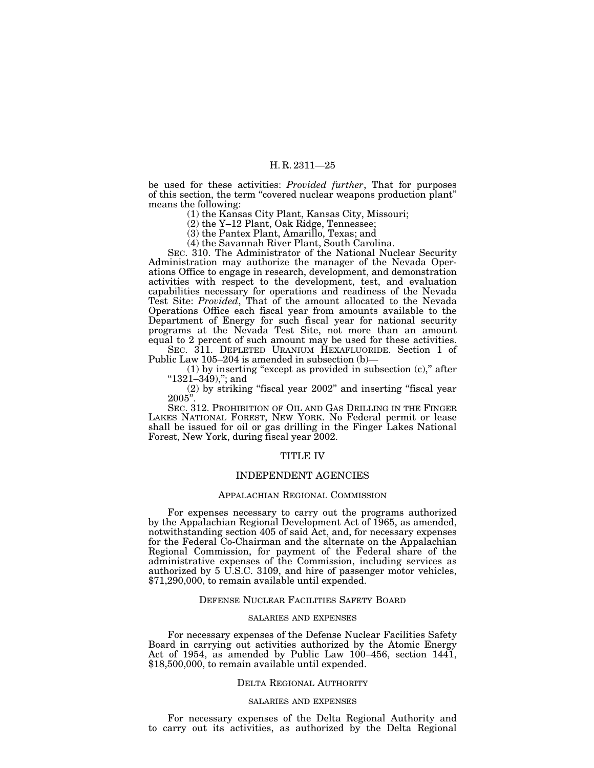be used for these activities: *Provided further*, That for purposes of this section, the term "covered nuclear weapons production plant" means the following:

(1) the Kansas City Plant, Kansas City, Missouri;

(2) the Y–12 Plant, Oak Ridge, Tennessee;

(3) the Pantex Plant, Amarillo, Texas; and

(4) the Savannah River Plant, South Carolina.

SEC. 310. The Administrator of the National Nuclear Security Administration may authorize the manager of the Nevada Operations Office to engage in research, development, and demonstration activities with respect to the development, test, and evaluation capabilities necessary for operations and readiness of the Nevada Test Site: *Provided*, That of the amount allocated to the Nevada Operations Office each fiscal year from amounts available to the Department of Energy for such fiscal year for national security programs at the Nevada Test Site, not more than an amount equal to 2 percent of such amount may be used for these activities.

SEC. 311. DEPLETED URANIUM HEXAFLUORIDE. Section 1 of Public Law 105–204 is amended in subsection (b)—

(1) by inserting "except as provided in subsection (c)," after "1321–349),"; and

(2) by striking "fiscal year 2002" and inserting "fiscal year 2005".

SEC. 312. PROHIBITION OF OIL AND GAS DRILLING IN THE FINGER LAKES NATIONAL FOREST, NEW YORK. No Federal permit or lease shall be issued for oil or gas drilling in the Finger Lakes National Forest, New York, during fiscal year 2002.

## TITLE IV

## INDEPENDENT AGENCIES

### APPALACHIAN REGIONAL COMMISSION

For expenses necessary to carry out the programs authorized by the Appalachian Regional Development Act of 1965, as amended, notwithstanding section 405 of said Act, and, for necessary expenses for the Federal Co-Chairman and the alternate on the Appalachian Regional Commission, for payment of the Federal share of the administrative expenses of the Commission, including services as authorized by 5 U.S.C. 3109, and hire of passenger motor vehicles, $71,290,000, to remain available until expended.

### DEFENSE NUCLEAR FACILITIES SAFETY BOARD

#### SALARIES AND EXPENSES

For necessary expenses of the Defense Nuclear Facilities Safety Board in carrying out activities authorized by the Atomic Energy Act of 1954, as amended by Public Law 100–456, section 1441, $18,500,000, to remain available until expended.

### DELTA REGIONAL AUTHORITY

#### SALARIES AND EXPENSES

For necessary expenses of the Delta Regional Authority and to carry out its activities, as authorized by the Delta Regional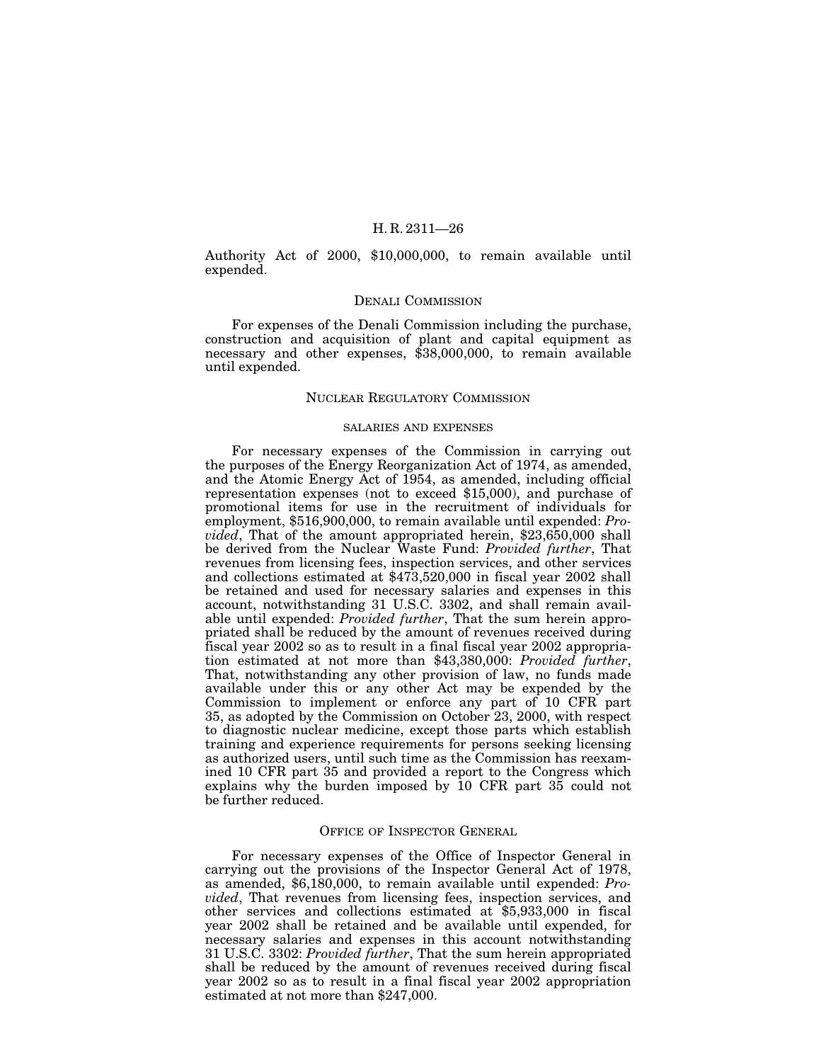Authority Act of 2000, $10,000,000, to remain available until expended.

## Denali Commission

For expenses of the Denali Commission including the purchase, construction and acquisition of plant and capital equipment as necessary and other expenses, $38,000,000, to remain available until expended.

## Nuclear Regulatory Commission

### salaries and expenses

For necessary expenses of the Commission in carrying out the purposes of the Energy Reorganization Act of 1974, as amended, and the Atomic Energy Act of 1954, as amended, including official representation expenses (not to exceed $15,000), and purchase of promotional items for use in the recruitment of individuals for employment, $516,900,000, to remain available until expended: *Provided*, That of the amount appropriated herein, $23,650,000 shall be derived from the Nuclear Waste Fund: *Provided further*, That revenues from licensing fees, inspection services, and other services and collections estimated at $473,520,000 in fiscal year 2002 shall be retained and used for necessary salaries and expenses in this account, notwithstanding 31 U.S.C. 3302, and shall remain available until expended: *Provided further*, That the sum herein appropriated shall be reduced by the amount of revenues received during fiscal year 2002 so as to result in a final fiscal year 2002 appropriation estimated at not more than $43,380,000: *Provided further*, That, notwithstanding any other provision of law, no funds made available under this or any other Act may be expended by the Commission to implement or enforce any part of 10 CFR part 35, as adopted by the Commission on October 23, 2000, with respect to diagnostic nuclear medicine, except those parts which establish training and experience requirements for persons seeking licensing as authorized users, until such time as the Commission has reexamined 10 CFR part 35 and provided a report to the Congress which explains why the burden imposed by 10 CFR part 35 could not be further reduced.

## Office of Inspector General

For necessary expenses of the Office of Inspector General in carrying out the provisions of the Inspector General Act of 1978, as amended, $6,180,000, to remain available until expended: *Provided*, That revenues from licensing fees, inspection services, and other services and collections estimated at $5,933,000 in fiscal year 2002 shall be retained and be available until expended, for necessary salaries and expenses in this account notwithstanding 31 U.S.C. 3302: *Provided further*, That the sum herein appropriated shall be reduced by the amount of revenues received during fiscal year 2002 so as to result in a final fiscal year 2002 appropriation estimated at not more than $247,000.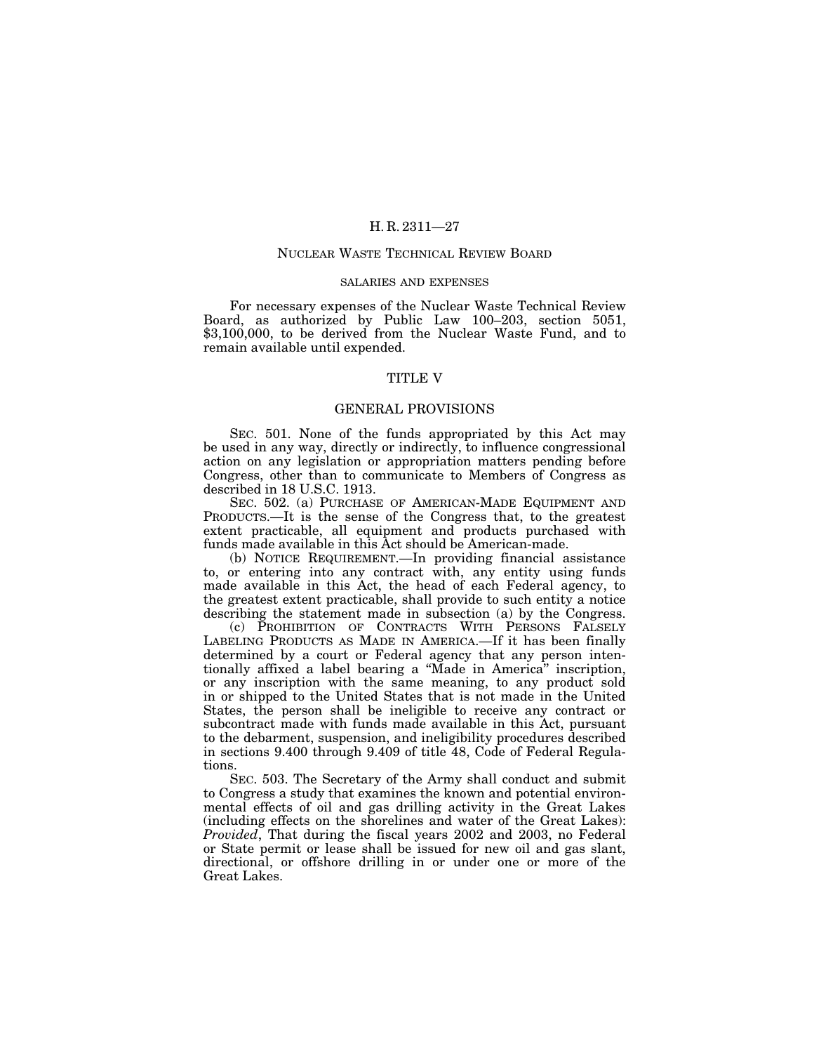## Nuclear Waste Technical Review Board

### salaries and expenses

For necessary expenses of the Nuclear Waste Technical Review Board, as authorized by Public Law 100–203, section 5051, $3,100,000, to be derived from the Nuclear Waste Fund, and to remain available until expended.

# TITLE V

## GENERAL PROVISIONS

Sec. 501. None of the funds appropriated by this Act may be used in any way, directly or indirectly, to influence congressional action on any legislation or appropriation matters pending before Congress, other than to communicate to Members of Congress as described in 18 U.S.C. 1913.

Sec. 502. (a) Purchase of American-Made Equipment and Products.—It is the sense of the Congress that, to the greatest extent practicable, all equipment and products purchased with funds made available in this Act should be American-made.

(b) Notice Requirement.—In providing financial assistance to, or entering into any contract with, any entity using funds made available in this Act, the head of each Federal agency, to the greatest extent practicable, shall provide to such entity a notice describing the statement made in subsection (a) by the Congress.

(c) Prohibition of Contracts With Persons Falsely Labeling Products as Made in America.—If it has been finally determined by a court or Federal agency that any person intentionally affixed a label bearing a "Made in America" inscription, or any inscription with the same meaning, to any product sold in or shipped to the United States that is not made in the United States, the person shall be ineligible to receive any contract or subcontract made with funds made available in this Act, pursuant to the debarment, suspension, and ineligibility procedures described in sections 9.400 through 9.409 of title 48, Code of Federal Regulations.

Sec. 503. The Secretary of the Army shall conduct and submit to Congress a study that examines the known and potential environmental effects of oil and gas drilling activity in the Great Lakes (including effects on the shorelines and water of the Great Lakes): *Provided*, That during the fiscal years 2002 and 2003, no Federal or State permit or lease shall be issued for new oil and gas slant, directional, or offshore drilling in or under one or more of the Great Lakes.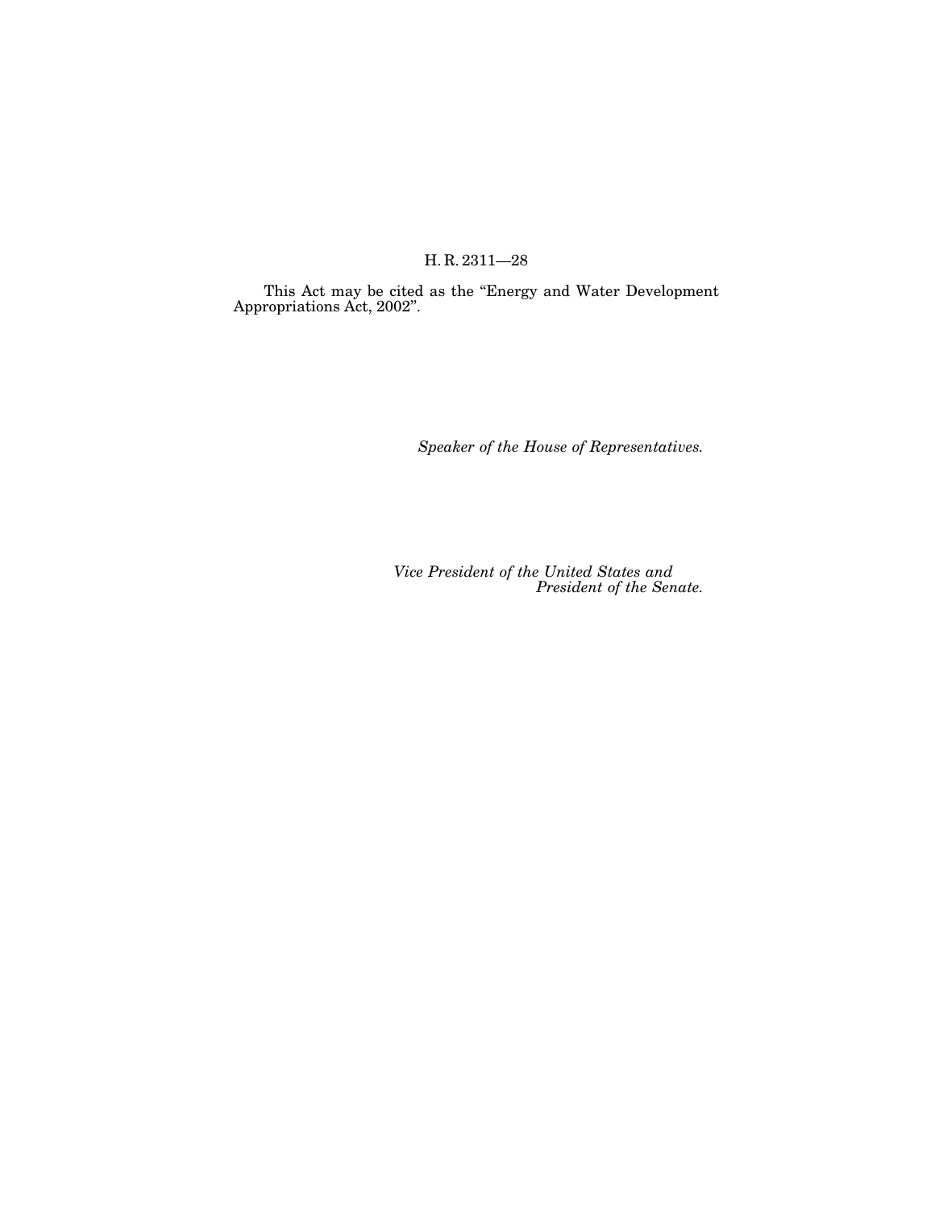This Act may be cited as the "Energy and Water Development Appropriations Act, 2002".

*Speaker of the House of Representatives.*

*Vice President of the United States and President of the Senate.*